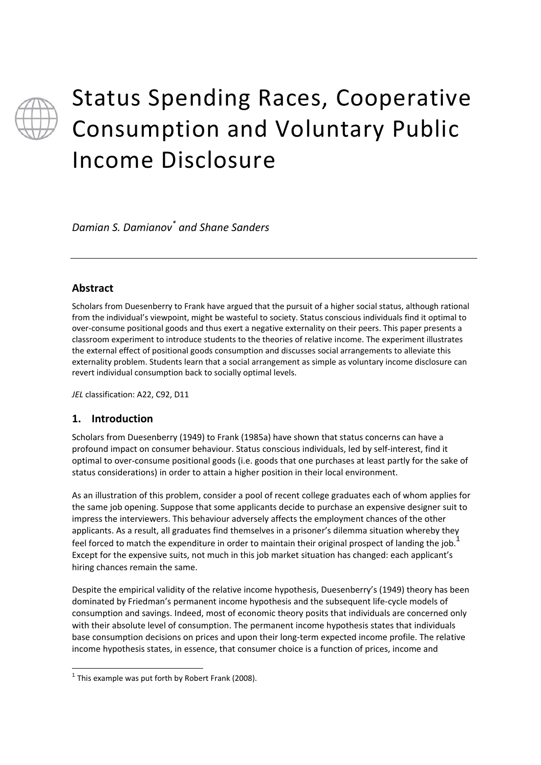# Status Spending Races, Cooperative Consumption and Voluntary Public Income Disclosure

*Damian S. Damianov*[*] *and Shane Sanders*

## Abstract

Scholars from Duesenberry to Frank have argued that the pursuit of a higher social status, although rational from the individual's viewpoint, might be wasteful to society. Status conscious individuals find it optimal to over-consume positional goods and thus exert a negative externality on their peers. This paper presents a classroom experiment to introduce students to the theories of relative income. The experiment illustrates the external effect of positional goods consumption and discusses social arrangements to alleviate this externality problem. Students learn that a social arrangement as simple as voluntary income disclosure can revert individual consumption back to socially optimal levels.

*JEL* classification: A22, C92, D11

## 1. Introduction

Scholars from Duesenberry (1949) to Frank (1985a) have shown that status concerns can have a profound impact on consumer behaviour. Status conscious individuals, led by self-interest, find it optimal to over-consume positional goods (i.e. goods that one purchases at least partly for the sake of status considerations) in order to attain a higher position in their local environment.

As an illustration of this problem, consider a pool of recent college graduates each of whom applies for the same job opening. Suppose that some applicants decide to purchase an expensive designer suit to impress the interviewers. This behaviour adversely affects the employment chances of the other applicants. As a result, all graduates find themselves in a prisoner's dilemma situation whereby they feel forced to match the expenditure in order to maintain their original prospect of landing the job.[1] Except for the expensive suits, not much in this job market situation has changed: each applicant's hiring chances remain the same.

Despite the empirical validity of the relative income hypothesis, Duesenberry's (1949) theory has been dominated by Friedman's permanent income hypothesis and the subsequent life-cycle models of consumption and savings. Indeed, most of economic theory posits that individuals are concerned only with their absolute level of consumption. The permanent income hypothesis states that individuals base consumption decisions on prices and upon their long-term expected income profile. The relative income hypothesis states, in essence, that consumer choice is a function of prices, income and

[1] This example was put forth by Robert Frank (2008).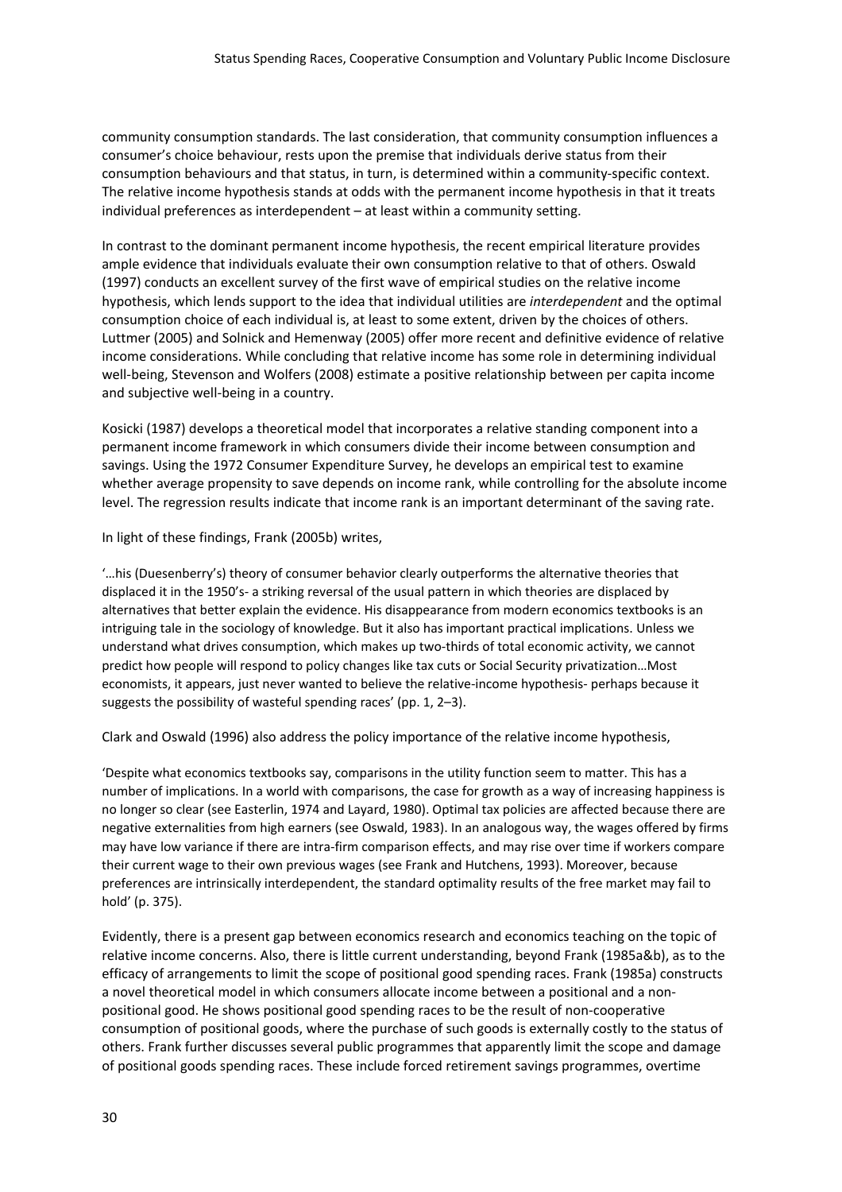community consumption standards. The last consideration, that community consumption influences a consumer's choice behaviour, rests upon the premise that individuals derive status from their consumption behaviours and that status, in turn, is determined within a community-specific context. The relative income hypothesis stands at odds with the permanent income hypothesis in that it treats individual preferences as interdependent – at least within a community setting.

In contrast to the dominant permanent income hypothesis, the recent empirical literature provides ample evidence that individuals evaluate their own consumption relative to that of others. Oswald (1997) conducts an excellent survey of the first wave of empirical studies on the relative income hypothesis, which lends support to the idea that individual utilities are *interdependent* and the optimal consumption choice of each individual is, at least to some extent, driven by the choices of others. Luttmer (2005) and Solnick and Hemenway (2005) offer more recent and definitive evidence of relative income considerations. While concluding that relative income has some role in determining individual well-being, Stevenson and Wolfers (2008) estimate a positive relationship between per capita income and subjective well-being in a country.

Kosicki (1987) develops a theoretical model that incorporates a relative standing component into a permanent income framework in which consumers divide their income between consumption and savings. Using the 1972 Consumer Expenditure Survey, he develops an empirical test to examine whether average propensity to save depends on income rank, while controlling for the absolute income level. The regression results indicate that income rank is an important determinant of the saving rate.

In light of these findings, Frank (2005b) writes,

'…his (Duesenberry's) theory of consumer behavior clearly outperforms the alternative theories that displaced it in the 1950's- a striking reversal of the usual pattern in which theories are displaced by alternatives that better explain the evidence. His disappearance from modern economics textbooks is an intriguing tale in the sociology of knowledge. But it also has important practical implications. Unless we understand what drives consumption, which makes up two-thirds of total economic activity, we cannot predict how people will respond to policy changes like tax cuts or Social Security privatization…Most economists, it appears, just never wanted to believe the relative-income hypothesis- perhaps because it suggests the possibility of wasteful spending races' (pp. 1, 2–3).

Clark and Oswald (1996) also address the policy importance of the relative income hypothesis,

'Despite what economics textbooks say, comparisons in the utility function seem to matter. This has a number of implications. In a world with comparisons, the case for growth as a way of increasing happiness is no longer so clear (see Easterlin, 1974 and Layard, 1980). Optimal tax policies are affected because there are negative externalities from high earners (see Oswald, 1983). In an analogous way, the wages offered by firms may have low variance if there are intra-firm comparison effects, and may rise over time if workers compare their current wage to their own previous wages (see Frank and Hutchens, 1993). Moreover, because preferences are intrinsically interdependent, the standard optimality results of the free market may fail to hold' (p. 375).

Evidently, there is a present gap between economics research and economics teaching on the topic of relative income concerns. Also, there is little current understanding, beyond Frank (1985a&b), as to the efficacy of arrangements to limit the scope of positional good spending races. Frank (1985a) constructs a novel theoretical model in which consumers allocate income between a positional and a non-positional good. He shows positional good spending races to be the result of non-cooperative consumption of positional goods, where the purchase of such goods is externally costly to the status of others. Frank further discusses several public programmes that apparently limit the scope and damage of positional goods spending races. These include forced retirement savings programmes, overtime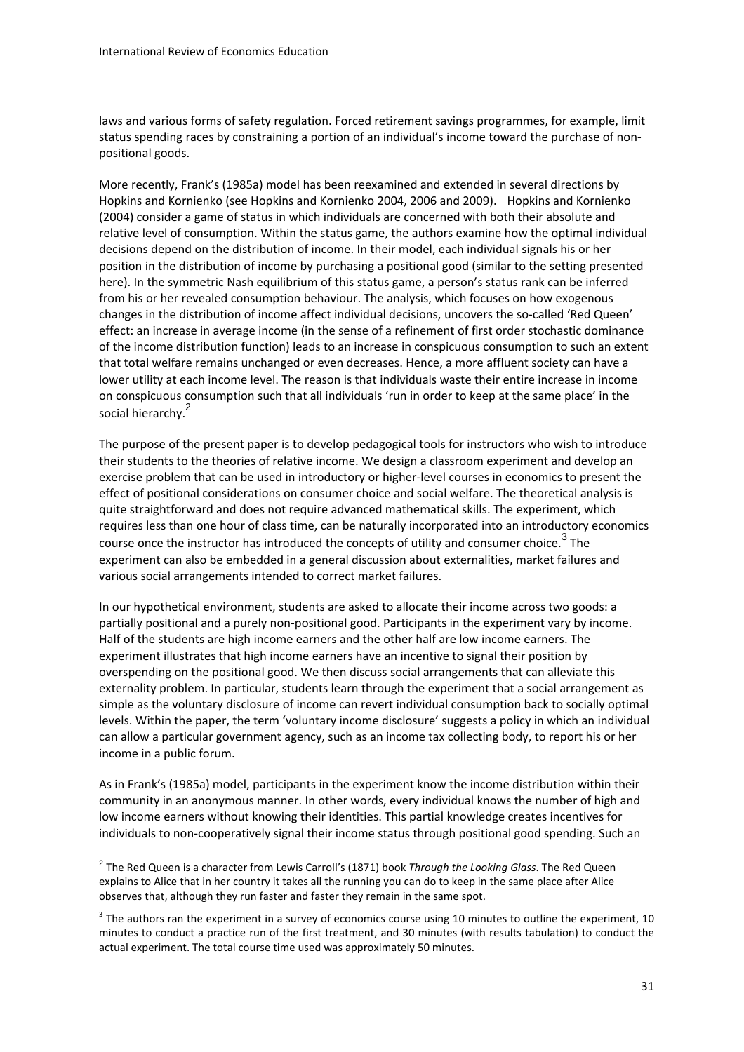laws and various forms of safety regulation. Forced retirement savings programmes, for example, limit status spending races by constraining a portion of an individual's income toward the purchase of non-positional goods.

More recently, Frank's (1985a) model has been reexamined and extended in several directions by Hopkins and Kornienko (see Hopkins and Kornienko 2004, 2006 and 2009). Hopkins and Kornienko (2004) consider a game of status in which individuals are concerned with both their absolute and relative level of consumption. Within the status game, the authors examine how the optimal individual decisions depend on the distribution of income. In their model, each individual signals his or her position in the distribution of income by purchasing a positional good (similar to the setting presented here). In the symmetric Nash equilibrium of this status game, a person's status rank can be inferred from his or her revealed consumption behaviour. The analysis, which focuses on how exogenous changes in the distribution of income affect individual decisions, uncovers the so-called 'Red Queen' effect: an increase in average income (in the sense of a refinement of first order stochastic dominance of the income distribution function) leads to an increase in conspicuous consumption to such an extent that total welfare remains unchanged or even decreases. Hence, a more affluent society can have a lower utility at each income level. The reason is that individuals waste their entire increase in income on conspicuous consumption such that all individuals 'run in order to keep at the same place' in the social hierarchy.[2]

The purpose of the present paper is to develop pedagogical tools for instructors who wish to introduce their students to the theories of relative income. We design a classroom experiment and develop an exercise problem that can be used in introductory or higher-level courses in economics to present the effect of positional considerations on consumer choice and social welfare. The theoretical analysis is quite straightforward and does not require advanced mathematical skills. The experiment, which requires less than one hour of class time, can be naturally incorporated into an introductory economics course once the instructor has introduced the concepts of utility and consumer choice.[3] The experiment can also be embedded in a general discussion about externalities, market failures and various social arrangements intended to correct market failures.

In our hypothetical environment, students are asked to allocate their income across two goods: a partially positional and a purely non-positional good. Participants in the experiment vary by income. Half of the students are high income earners and the other half are low income earners. The experiment illustrates that high income earners have an incentive to signal their position by overspending on the positional good. We then discuss social arrangements that can alleviate this externality problem. In particular, students learn through the experiment that a social arrangement as simple as the voluntary disclosure of income can revert individual consumption back to socially optimal levels. Within the paper, the term 'voluntary income disclosure' suggests a policy in which an individual can allow a particular government agency, such as an income tax collecting body, to report his or her income in a public forum.

As in Frank's (1985a) model, participants in the experiment know the income distribution within their community in an anonymous manner. In other words, every individual knows the number of high and low income earners without knowing their identities. This partial knowledge creates incentives for individuals to non-cooperatively signal their income status through positional good spending. Such an

---

[2] The Red Queen is a character from Lewis Carroll's (1871) book *Through the Looking Glass*. The Red Queen explains to Alice that in her country it takes all the running you can do to keep in the same place after Alice observes that, although they run faster and faster they remain in the same spot.

[3] The authors ran the experiment in a survey of economics course using 10 minutes to outline the experiment, 10 minutes to conduct a practice run of the first treatment, and 30 minutes (with results tabulation) to conduct the actual experiment. The total course time used was approximately 50 minutes.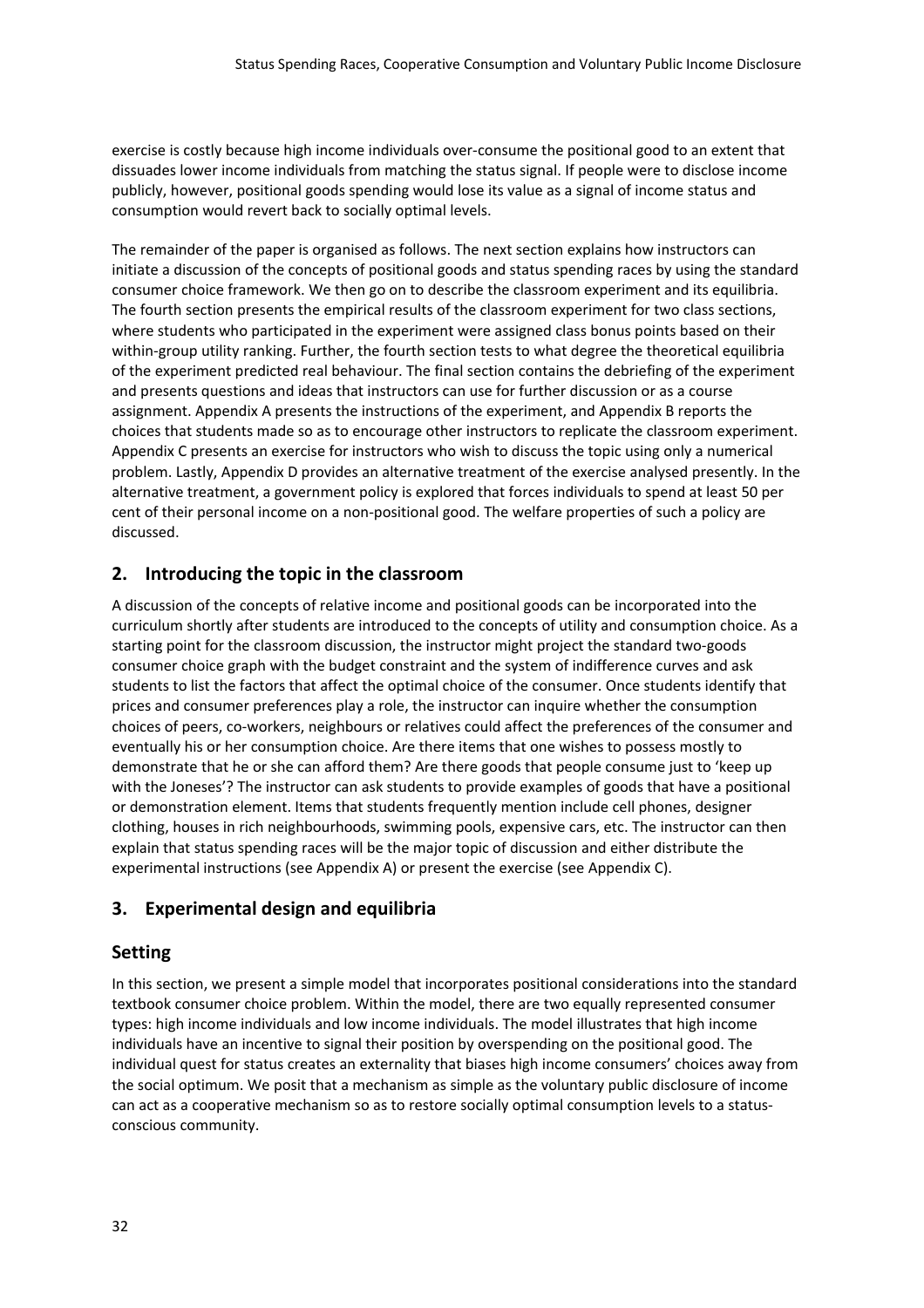exercise is costly because high income individuals over-consume the positional good to an extent that dissuades lower income individuals from matching the status signal. If people were to disclose income publicly, however, positional goods spending would lose its value as a signal of income status and consumption would revert back to socially optimal levels.

The remainder of the paper is organised as follows. The next section explains how instructors can initiate a discussion of the concepts of positional goods and status spending races by using the standard consumer choice framework. We then go on to describe the classroom experiment and its equilibria. The fourth section presents the empirical results of the classroom experiment for two class sections, where students who participated in the experiment were assigned class bonus points based on their within-group utility ranking. Further, the fourth section tests to what degree the theoretical equilibria of the experiment predicted real behaviour. The final section contains the debriefing of the experiment and presents questions and ideas that instructors can use for further discussion or as a course assignment. Appendix A presents the instructions of the experiment, and Appendix B reports the choices that students made so as to encourage other instructors to replicate the classroom experiment. Appendix C presents an exercise for instructors who wish to discuss the topic using only a numerical problem. Lastly, Appendix D provides an alternative treatment of the exercise analysed presently. In the alternative treatment, a government policy is explored that forces individuals to spend at least 50 per cent of their personal income on a non-positional good. The welfare properties of such a policy are discussed.

## 2. Introducing the topic in the classroom

A discussion of the concepts of relative income and positional goods can be incorporated into the curriculum shortly after students are introduced to the concepts of utility and consumption choice. As a starting point for the classroom discussion, the instructor might project the standard two-goods consumer choice graph with the budget constraint and the system of indifference curves and ask students to list the factors that affect the optimal choice of the consumer. Once students identify that prices and consumer preferences play a role, the instructor can inquire whether the consumption choices of peers, co-workers, neighbours or relatives could affect the preferences of the consumer and eventually his or her consumption choice. Are there items that one wishes to possess mostly to demonstrate that he or she can afford them? Are there goods that people consume just to 'keep up with the Joneses'? The instructor can ask students to provide examples of goods that have a positional or demonstration element. Items that students frequently mention include cell phones, designer clothing, houses in rich neighbourhoods, swimming pools, expensive cars, etc. The instructor can then explain that status spending races will be the major topic of discussion and either distribute the experimental instructions (see Appendix A) or present the exercise (see Appendix C).

## 3. Experimental design and equilibria

### Setting

In this section, we present a simple model that incorporates positional considerations into the standard textbook consumer choice problem. Within the model, there are two equally represented consumer types: high income individuals and low income individuals. The model illustrates that high income individuals have an incentive to signal their position by overspending on the positional good. The individual quest for status creates an externality that biases high income consumers' choices away from the social optimum. We posit that a mechanism as simple as the voluntary public disclosure of income can act as a cooperative mechanism so as to restore socially optimal consumption levels to a status-conscious community.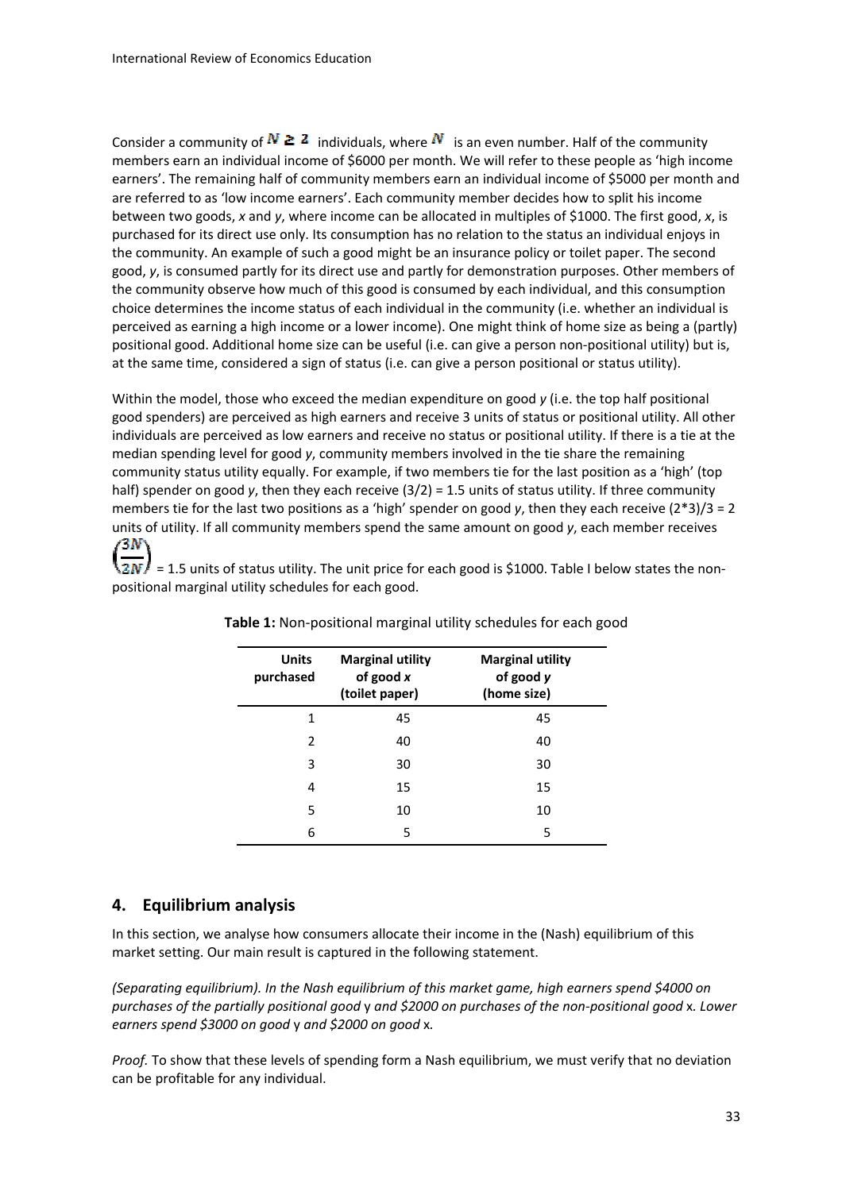Consider a community of $N \geq 2$ individuals, where $N$ is an even number. Half of the community members earn an individual income of $6000 per month. We will refer to these people as 'high income earners'. The remaining half of community members earn an individual income of $5000 per month and are referred to as 'low income earners'. Each community member decides how to split his income between two goods, *x* and *y*, where income can be allocated in multiples of $1000. The first good, *x*, is purchased for its direct use only. Its consumption has no relation to the status an individual enjoys in the community. An example of such a good might be an insurance policy or toilet paper. The second good, *y*, is consumed partly for its direct use and partly for demonstration purposes. Other members of the community observe how much of this good is consumed by each individual, and this consumption choice determines the income status of each individual in the community (i.e. whether an individual is perceived as earning a high income or a lower income). One might think of home size as being a (partly) positional good. Additional home size can be useful (i.e. can give a person non-positional utility) but is, at the same time, considered a sign of status (i.e. can give a person positional or status utility).

Within the model, those who exceed the median expenditure on good *y* (i.e. the top half positional good spenders) are perceived as high earners and receive 3 units of status or positional utility. All other individuals are perceived as low earners and receive no status or positional utility. If there is a tie at the median spending level for good *y*, community members involved in the tie share the remaining community status utility equally. For example, if two members tie for the last position as a 'high' (top half) spender on good *y*, then they each receive (3/2) = 1.5 units of status utility. If three community members tie for the last two positions as a 'high' spender on good *y*, then they each receive (2*3)/3 = 2 units of utility. If all community members spend the same amount on good *y*, each member receives $\left(\frac{3N}{2N}\right)$ = 1.5 units of status utility. The unit price for each good is $1000. Table I below states the non-positional marginal utility schedules for each good.

**Table 1:** Non-positional marginal utility schedules for each good

| Units purchased | Marginal utility of good *x* (toilet paper) | Marginal utility of good *y* (home size) |
|---|---|---|
| 1 | 45 | 45 |
| 2 | 40 | 40 |
| 3 | 30 | 30 |
| 4 | 15 | 15 |
| 5 | 10 | 10 |
| 6 | 5 | 5 |

## 4. Equilibrium analysis

In this section, we analyse how consumers allocate their income in the (Nash) equilibrium of this market setting. Our main result is captured in the following statement.

*(Separating equilibrium). In the Nash equilibrium of this market game, high earners spend $4000 on purchases of the partially positional good* y *and $2000 on purchases of the non-positional good* x*. Lower earners spend $3000 on good* y *and $2000 on good* x*.*

*Proof.* To show that these levels of spending form a Nash equilibrium, we must verify that no deviation can be profitable for any individual.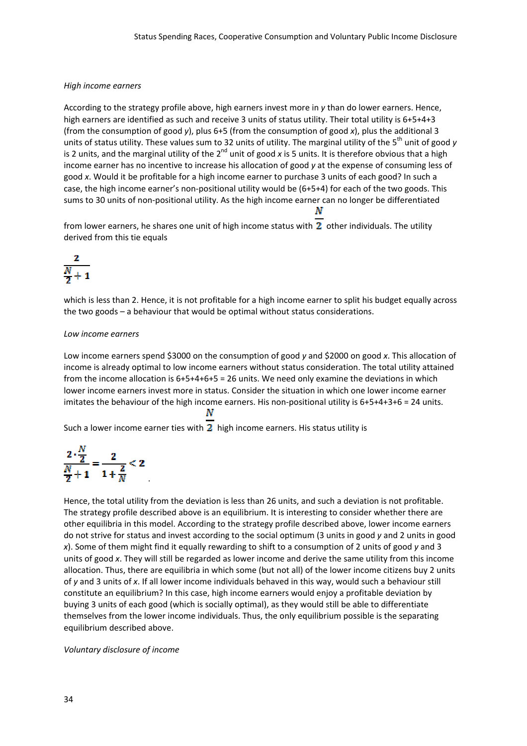*High income earners*

According to the strategy profile above, high earners invest more in *y* than do lower earners. Hence, high earners are identified as such and receive 3 units of status utility. Their total utility is 6+5+4+3 (from the consumption of good *y*), plus 6+5 (from the consumption of good *x*), plus the additional 3 units of status utility. These values sum to 32 units of utility. The marginal utility of the 5[th] unit of good *y* is 2 units, and the marginal utility of the 2[nd] unit of good *x* is 5 units. It is therefore obvious that a high income earner has no incentive to increase his allocation of good *y* at the expense of consuming less of good *x*. Would it be profitable for a high income earner to purchase 3 units of each good? In such a case, the high income earner's non-positional utility would be (6+5+4) for each of the two goods. This sums to 30 units of non-positional utility. As the high income earner can no longer be differentiated from lower earners, he shares one unit of high income status with $\frac{N}{2}$ other individuals. The utility derived from this tie equals

$$\frac{2}{\frac{N}{2}+1}$$

which is less than 2. Hence, it is not profitable for a high income earner to split his budget equally across the two goods – a behaviour that would be optimal without status considerations.

*Low income earners*

Low income earners spend \$3000 on the consumption of good *y* and \$2000 on good *x*. This allocation of income is already optimal to low income earners without status consideration. The total utility attained from the income allocation is 6+5+4+6+5 = 26 units. We need only examine the deviations in which lower income earners invest more in status. Consider the situation in which one lower income earner imitates the behaviour of the high income earners. His non-positional utility is 6+5+4+3+6 = 24 units. Such a lower income earner ties with $\frac{N}{2}$ high income earners. His status utility is

$$\frac{2\cdot\frac{N}{2}}{\frac{N}{2}+1}=\frac{2}{1+\frac{2}{N}}<2$$

Hence, the total utility from the deviation is less than 26 units, and such a deviation is not profitable. The strategy profile described above is an equilibrium. It is interesting to consider whether there are other equilibria in this model. According to the strategy profile described above, lower income earners do not strive for status and invest according to the social optimum (3 units in good *y* and 2 units in good *x*). Some of them might find it equally rewarding to shift to a consumption of 2 units of good *y* and 3 units of good *x*. They will still be regarded as lower income and derive the same utility from this income allocation. Thus, there are equilibria in which some (but not all) of the lower income citizens buy 2 units of *y* and 3 units of *x*. If all lower income individuals behaved in this way, would such a behaviour still constitute an equilibrium? In this case, high income earners would enjoy a profitable deviation by buying 3 units of each good (which is socially optimal), as they would still be able to differentiate themselves from the lower income individuals. Thus, the only equilibrium possible is the separating equilibrium described above.

*Voluntary disclosure of income*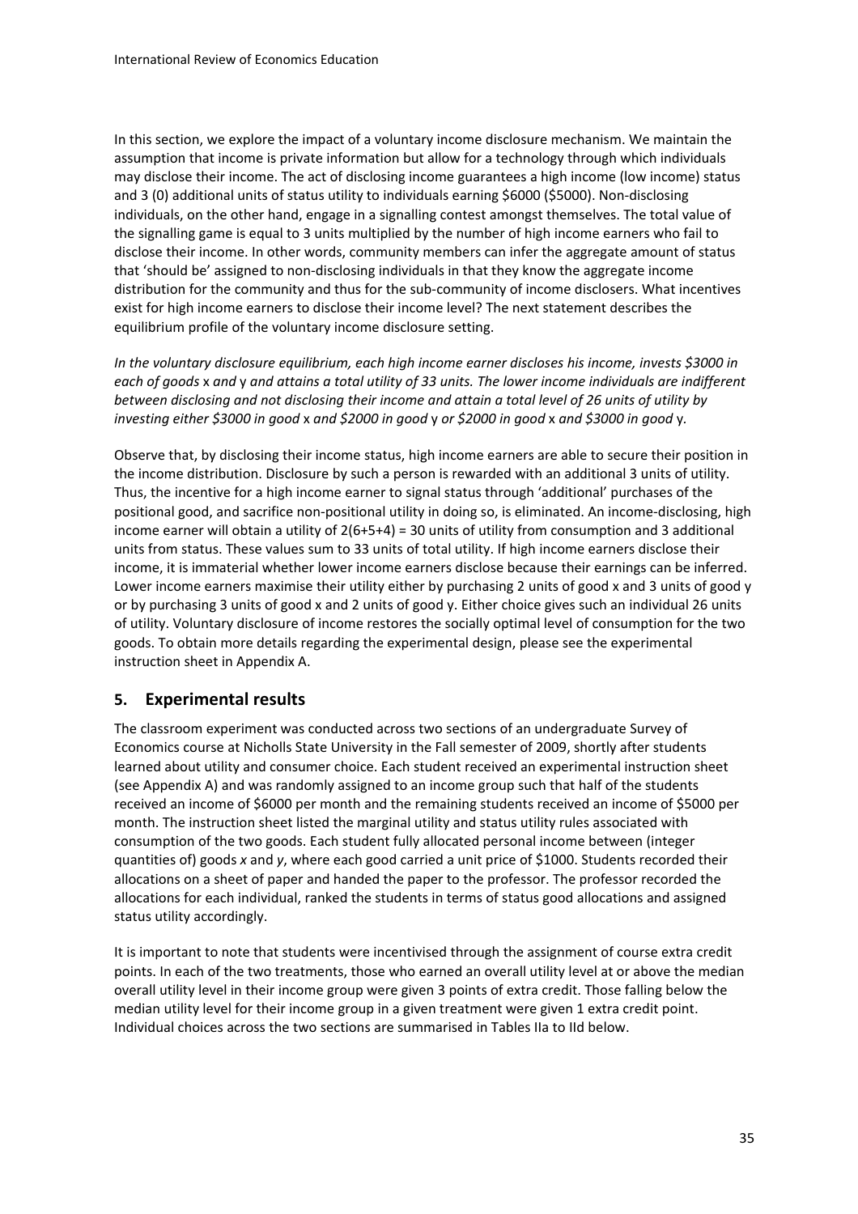In this section, we explore the impact of a voluntary income disclosure mechanism. We maintain the assumption that income is private information but allow for a technology through which individuals may disclose their income. The act of disclosing income guarantees a high income (low income) status and 3 (0) additional units of status utility to individuals earning $6000 ($5000). Non-disclosing individuals, on the other hand, engage in a signalling contest amongst themselves. The total value of the signalling game is equal to 3 units multiplied by the number of high income earners who fail to disclose their income. In other words, community members can infer the aggregate amount of status that 'should be' assigned to non-disclosing individuals in that they know the aggregate income distribution for the community and thus for the sub-community of income disclosers. What incentives exist for high income earners to disclose their income level? The next statement describes the equilibrium profile of the voluntary income disclosure setting.

*In the voluntary disclosure equilibrium, each high income earner discloses his income, invests $3000 in each of goods* x *and* y *and attains a total utility of 33 units. The lower income individuals are indifferent between disclosing and not disclosing their income and attain a total level of 26 units of utility by investing either $3000 in good* x *and $2000 in good* y *or $2000 in good* x *and $3000 in good* y*.*

Observe that, by disclosing their income status, high income earners are able to secure their position in the income distribution. Disclosure by such a person is rewarded with an additional 3 units of utility. Thus, the incentive for a high income earner to signal status through 'additional' purchases of the positional good, and sacrifice non-positional utility in doing so, is eliminated. An income-disclosing, high income earner will obtain a utility of 2(6+5+4) = 30 units of utility from consumption and 3 additional units from status. These values sum to 33 units of total utility. If high income earners disclose their income, it is immaterial whether lower income earners disclose because their earnings can be inferred. Lower income earners maximise their utility either by purchasing 2 units of good x and 3 units of good y or by purchasing 3 units of good x and 2 units of good y. Either choice gives such an individual 26 units of utility. Voluntary disclosure of income restores the socially optimal level of consumption for the two goods. To obtain more details regarding the experimental design, please see the experimental instruction sheet in Appendix A.

## 5. Experimental results

The classroom experiment was conducted across two sections of an undergraduate Survey of Economics course at Nicholls State University in the Fall semester of 2009, shortly after students learned about utility and consumer choice. Each student received an experimental instruction sheet (see Appendix A) and was randomly assigned to an income group such that half of the students received an income of $6000 per month and the remaining students received an income of $5000 per month. The instruction sheet listed the marginal utility and status utility rules associated with consumption of the two goods. Each student fully allocated personal income between (integer quantities of) goods *x* and *y*, where each good carried a unit price of $1000. Students recorded their allocations on a sheet of paper and handed the paper to the professor. The professor recorded the allocations for each individual, ranked the students in terms of status good allocations and assigned status utility accordingly.

It is important to note that students were incentivised through the assignment of course extra credit points. In each of the two treatments, those who earned an overall utility level at or above the median overall utility level in their income group were given 3 points of extra credit. Those falling below the median utility level for their income group in a given treatment were given 1 extra credit point. Individual choices across the two sections are summarised in Tables IIa to IId below.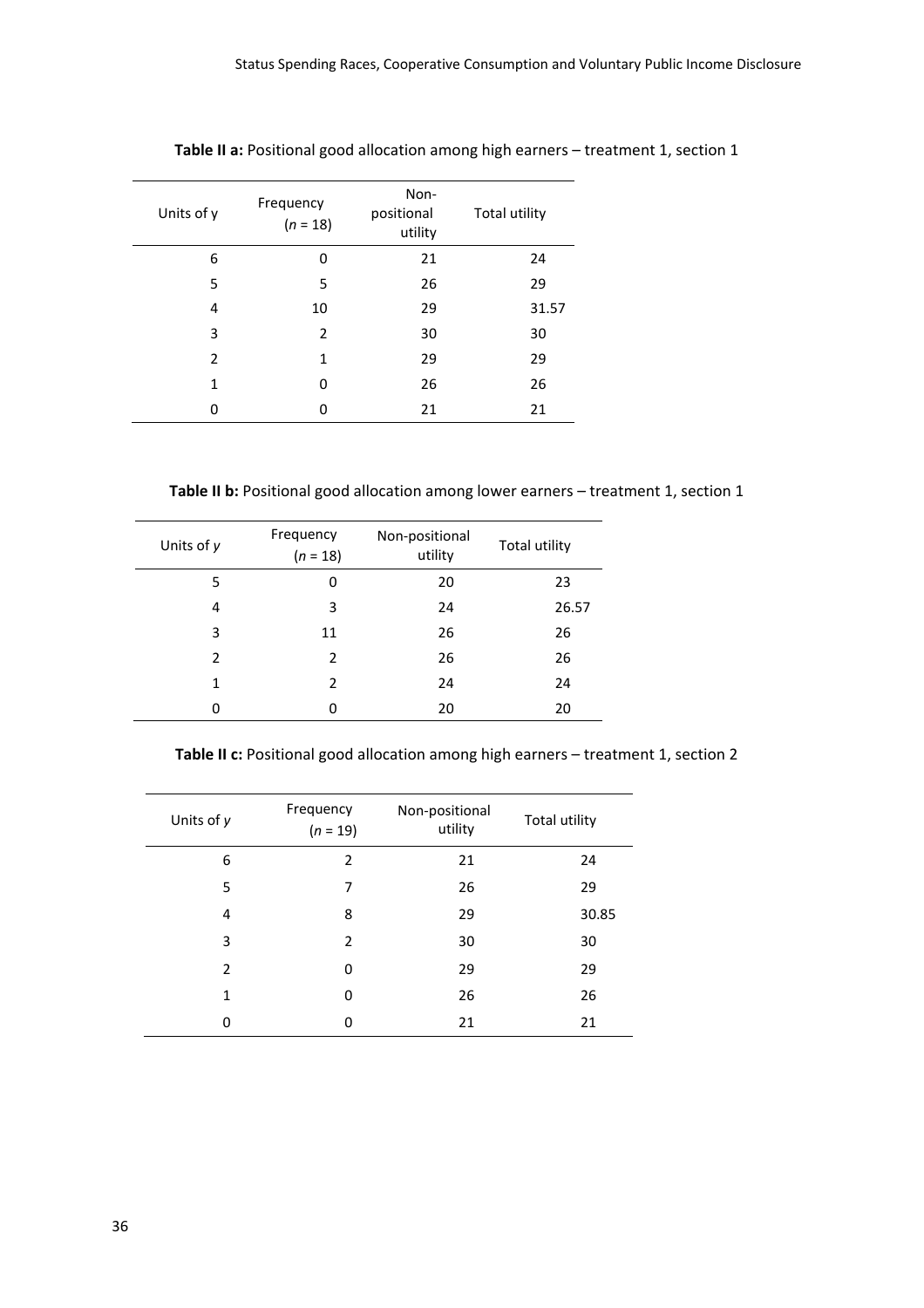**Table II a:** Positional good allocation among high earners – treatment 1, section 1

| Units of y | Frequency ($n$ = 18) | Non-positional utility | Total utility |
|---|---|---|---|
| 6 | 0 | 21 | 24 |
| 5 | 5 | 26 | 29 |
| 4 | 10 | 29 | 31.57 |
| 3 | 2 | 30 | 30 |
| 2 | 1 | 29 | 29 |
| 1 | 0 | 26 | 26 |
| 0 | 0 | 21 | 21 |

**Table II b:** Positional good allocation among lower earners – treatment 1, section 1

| Units of $y$ | Frequency ($n$ = 18) | Non-positional utility | Total utility |
|---|---|---|---|
| 5 | 0 | 20 | 23 |
| 4 | 3 | 24 | 26.57 |
| 3 | 11 | 26 | 26 |
| 2 | 2 | 26 | 26 |
| 1 | 2 | 24 | 24 |
| 0 | 0 | 20 | 20 |

**Table II c:** Positional good allocation among high earners – treatment 1, section 2

| Units of $y$ | Frequency ($n$ = 19) | Non-positional utility | Total utility |
|---|---|---|---|
| 6 | 2 | 21 | 24 |
| 5 | 7 | 26 | 29 |
| 4 | 8 | 29 | 30.85 |
| 3 | 2 | 30 | 30 |
| 2 | 0 | 29 | 29 |
| 1 | 0 | 26 | 26 |
| 0 | 0 | 21 | 21 |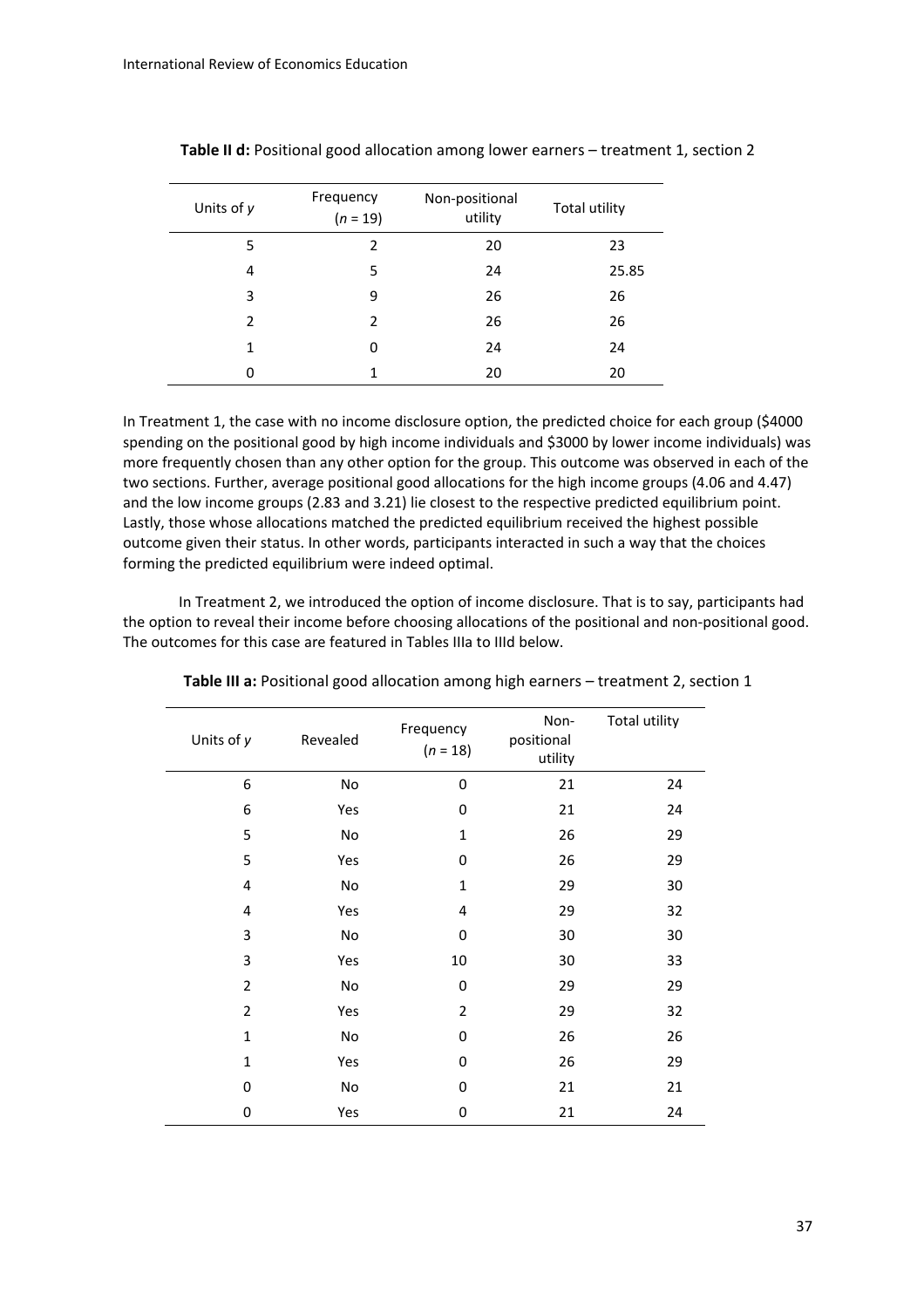**Table II d:** Positional good allocation among lower earners – treatment 1, section 2

| Units of *y* | Frequency ($n$ = 19) | Non-positional utility | Total utility |
|---|---|---|---|
| 5 | 2 | 20 | 23 |
| 4 | 5 | 24 | 25.85 |
| 3 | 9 | 26 | 26 |
| 2 | 2 | 26 | 26 |
| 1 | 0 | 24 | 24 |
| 0 | 1 | 20 | 20 |

In Treatment 1, the case with no income disclosure option, the predicted choice for each group ($4000 spending on the positional good by high income individuals and $3000 by lower income individuals) was more frequently chosen than any other option for the group. This outcome was observed in each of the two sections. Further, average positional good allocations for the high income groups (4.06 and 4.47) and the low income groups (2.83 and 3.21) lie closest to the respective predicted equilibrium point. Lastly, those whose allocations matched the predicted equilibrium received the highest possible outcome given their status. In other words, participants interacted in such a way that the choices forming the predicted equilibrium were indeed optimal.

In Treatment 2, we introduced the option of income disclosure. That is to say, participants had the option to reveal their income before choosing allocations of the positional and non-positional good. The outcomes for this case are featured in Tables IIIa to IIId below.

**Table III a:** Positional good allocation among high earners – treatment 2, section 1

| Units of *y* | Revealed | Frequency ($n$ = 18) | Non-positional utility | Total utility |
|---|---|---|---|---|
| 6 | No | 0 | 21 | 24 |
| 6 | Yes | 0 | 21 | 24 |
| 5 | No | 1 | 26 | 29 |
| 5 | Yes | 0 | 26 | 29 |
| 4 | No | 1 | 29 | 30 |
| 4 | Yes | 4 | 29 | 32 |
| 3 | No | 0 | 30 | 30 |
| 3 | Yes | 10 | 30 | 33 |
| 2 | No | 0 | 29 | 29 |
| 2 | Yes | 2 | 29 | 32 |
| 1 | No | 0 | 26 | 26 |
| 1 | Yes | 0 | 26 | 29 |
| 0 | No | 0 | 21 | 21 |
| 0 | Yes | 0 | 21 | 24 |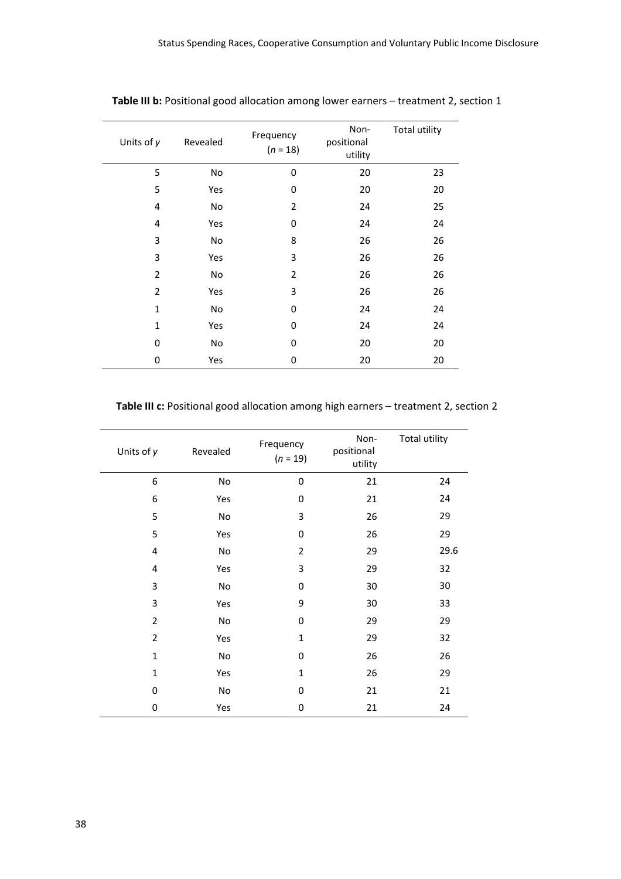**Table III b:** Positional good allocation among lower earners – treatment 2, section 1

| Units of $y$ | Revealed | Frequency ($n$ = 18) | Non-positional utility | Total utility |
|---|---|---|---|---|
| 5 | No | 0 | 20 | 23 |
| 5 | Yes | 0 | 20 | 20 |
| 4 | No | 2 | 24 | 25 |
| 4 | Yes | 0 | 24 | 24 |
| 3 | No | 8 | 26 | 26 |
| 3 | Yes | 3 | 26 | 26 |
| 2 | No | 2 | 26 | 26 |
| 2 | Yes | 3 | 26 | 26 |
| 1 | No | 0 | 24 | 24 |
| 1 | Yes | 0 | 24 | 24 |
| 0 | No | 0 | 20 | 20 |
| 0 | Yes | 0 | 20 | 20 |

**Table III c:** Positional good allocation among high earners – treatment 2, section 2

| Units of $y$ | Revealed | Frequency ($n$ = 19) | Non-positional utility | Total utility |
|---|---|---|---|---|
| 6 | No | 0 | 21 | 24 |
| 6 | Yes | 0 | 21 | 24 |
| 5 | No | 3 | 26 | 29 |
| 5 | Yes | 0 | 26 | 29 |
| 4 | No | 2 | 29 | 29.6 |
| 4 | Yes | 3 | 29 | 32 |
| 3 | No | 0 | 30 | 30 |
| 3 | Yes | 9 | 30 | 33 |
| 2 | No | 0 | 29 | 29 |
| 2 | Yes | 1 | 29 | 32 |
| 1 | No | 0 | 26 | 26 |
| 1 | Yes | 1 | 26 | 29 |
| 0 | No | 0 | 21 | 21 |
| 0 | Yes | 0 | 21 | 24 |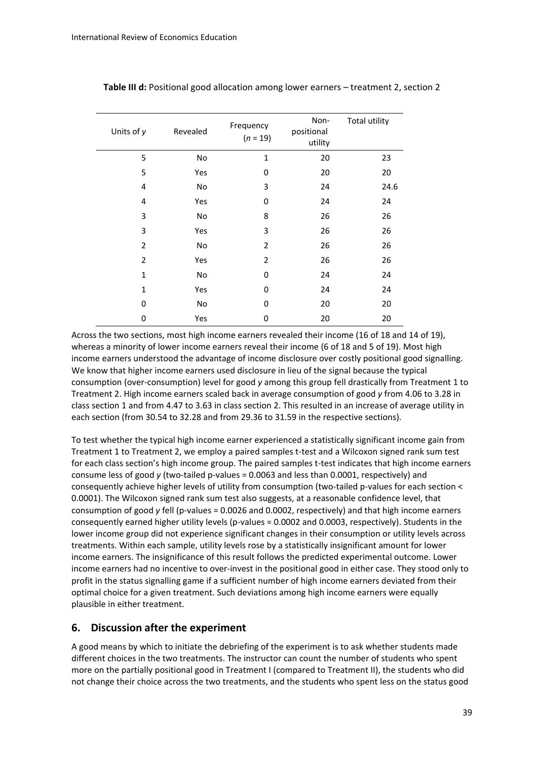**Table III d:** Positional good allocation among lower earners – treatment 2, section 2

| Units of *y* | Revealed | Frequency ($n$ = 19) | Non-positional utility | Total utility |
|---|---|---|---|---|
| 5 | No | 1 | 20 | 23 |
| 5 | Yes | 0 | 20 | 20 |
| 4 | No | 3 | 24 | 24.6 |
| 4 | Yes | 0 | 24 | 24 |
| 3 | No | 8 | 26 | 26 |
| 3 | Yes | 3 | 26 | 26 |
| 2 | No | 2 | 26 | 26 |
| 2 | Yes | 2 | 26 | 26 |
| 1 | No | 0 | 24 | 24 |
| 1 | Yes | 0 | 24 | 24 |
| 0 | No | 0 | 20 | 20 |
| 0 | Yes | 0 | 20 | 20 |

Across the two sections, most high income earners revealed their income (16 of 18 and 14 of 19), whereas a minority of lower income earners reveal their income (6 of 18 and 5 of 19). Most high income earners understood the advantage of income disclosure over costly positional good signalling. We know that higher income earners used disclosure in lieu of the signal because the typical consumption (over-consumption) level for good *y* among this group fell drastically from Treatment 1 to Treatment 2. High income earners scaled back in average consumption of good *y* from 4.06 to 3.28 in class section 1 and from 4.47 to 3.63 in class section 2. This resulted in an increase of average utility in each section (from 30.54 to 32.28 and from 29.36 to 31.59 in the respective sections).

To test whether the typical high income earner experienced a statistically significant income gain from Treatment 1 to Treatment 2, we employ a paired samples t-test and a Wilcoxon signed rank sum test for each class section's high income group. The paired samples t-test indicates that high income earners consume less of good *y* (two-tailed p-values = 0.0063 and less than 0.0001, respectively) and consequently achieve higher levels of utility from consumption (two-tailed p-values for each section < 0.0001). The Wilcoxon signed rank sum test also suggests, at a reasonable confidence level, that consumption of good *y* fell (p-values = 0.0026 and 0.0002, respectively) and that high income earners consequently earned higher utility levels (p-values = 0.0002 and 0.0003, respectively). Students in the lower income group did not experience significant changes in their consumption or utility levels across treatments. Within each sample, utility levels rose by a statistically insignificant amount for lower income earners. The insignificance of this result follows the predicted experimental outcome. Lower income earners had no incentive to over-invest in the positional good in either case. They stood only to profit in the status signalling game if a sufficient number of high income earners deviated from their optimal choice for a given treatment. Such deviations among high income earners were equally plausible in either treatment.

## 6. Discussion after the experiment

A good means by which to initiate the debriefing of the experiment is to ask whether students made different choices in the two treatments. The instructor can count the number of students who spent more on the partially positional good in Treatment I (compared to Treatment II), the students who did not change their choice across the two treatments, and the students who spent less on the status good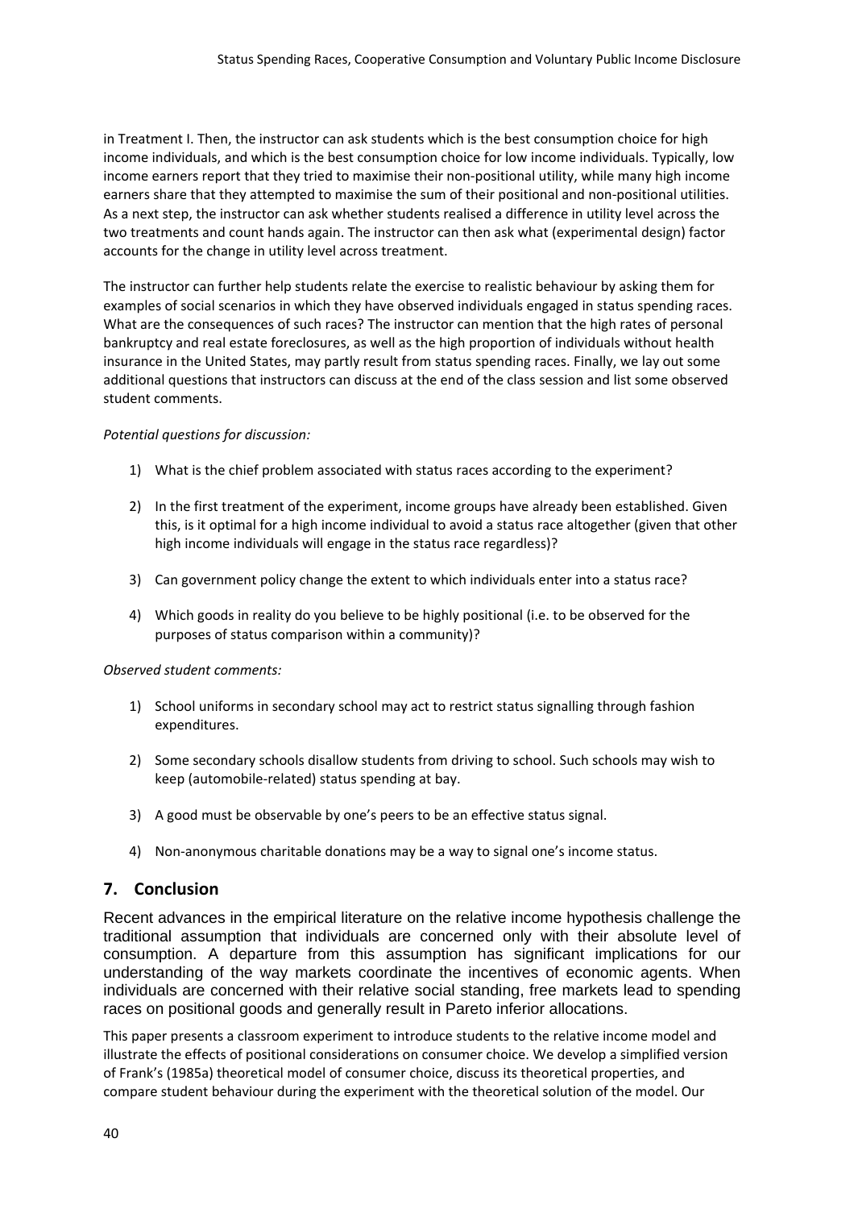in Treatment I. Then, the instructor can ask students which is the best consumption choice for high income individuals, and which is the best consumption choice for low income individuals. Typically, low income earners report that they tried to maximise their non-positional utility, while many high income earners share that they attempted to maximise the sum of their positional and non-positional utilities. As a next step, the instructor can ask whether students realised a difference in utility level across the two treatments and count hands again. The instructor can then ask what (experimental design) factor accounts for the change in utility level across treatment.

The instructor can further help students relate the exercise to realistic behaviour by asking them for examples of social scenarios in which they have observed individuals engaged in status spending races. What are the consequences of such races? The instructor can mention that the high rates of personal bankruptcy and real estate foreclosures, as well as the high proportion of individuals without health insurance in the United States, may partly result from status spending races. Finally, we lay out some additional questions that instructors can discuss at the end of the class session and list some observed student comments.

*Potential questions for discussion:*

1) What is the chief problem associated with status races according to the experiment?
2) In the first treatment of the experiment, income groups have already been established. Given this, is it optimal for a high income individual to avoid a status race altogether (given that other high income individuals will engage in the status race regardless)?
3) Can government policy change the extent to which individuals enter into a status race?
4) Which goods in reality do you believe to be highly positional (i.e. to be observed for the purposes of status comparison within a community)?

*Observed student comments:*

1) School uniforms in secondary school may act to restrict status signalling through fashion expenditures.
2) Some secondary schools disallow students from driving to school. Such schools may wish to keep (automobile-related) status spending at bay.
3) A good must be observable by one's peers to be an effective status signal.
4) Non-anonymous charitable donations may be a way to signal one's income status.

## 7. Conclusion

Recent advances in the empirical literature on the relative income hypothesis challenge the traditional assumption that individuals are concerned only with their absolute level of consumption. A departure from this assumption has significant implications for our understanding of the way markets coordinate the incentives of economic agents. When individuals are concerned with their relative social standing, free markets lead to spending races on positional goods and generally result in Pareto inferior allocations.

This paper presents a classroom experiment to introduce students to the relative income model and illustrate the effects of positional considerations on consumer choice. We develop a simplified version of Frank's (1985a) theoretical model of consumer choice, discuss its theoretical properties, and compare student behaviour during the experiment with the theoretical solution of the model. Our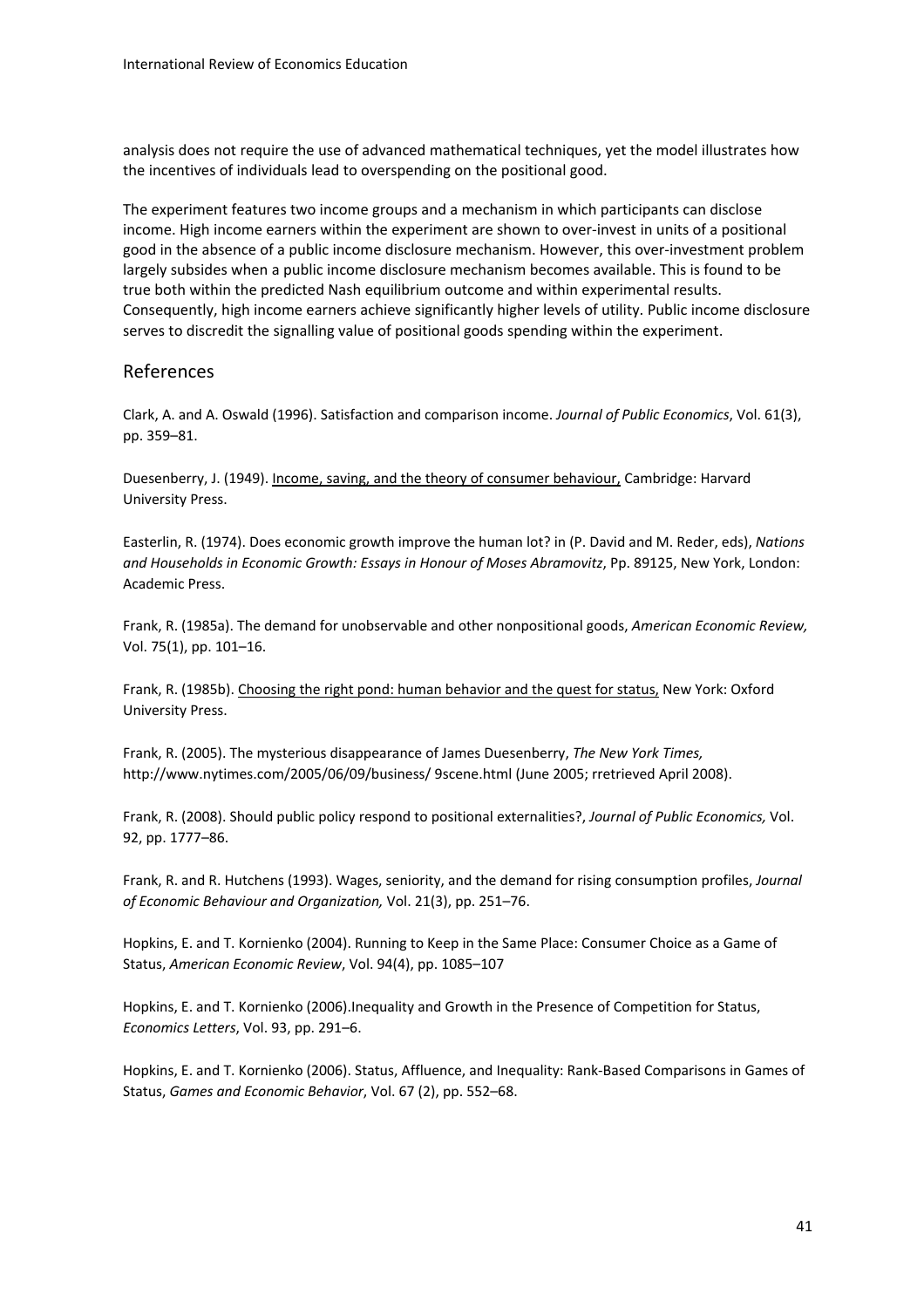analysis does not require the use of advanced mathematical techniques, yet the model illustrates how the incentives of individuals lead to overspending on the positional good.

The experiment features two income groups and a mechanism in which participants can disclose income. High income earners within the experiment are shown to over-invest in units of a positional good in the absence of a public income disclosure mechanism. However, this over-investment problem largely subsides when a public income disclosure mechanism becomes available. This is found to be true both within the predicted Nash equilibrium outcome and within experimental results. Consequently, high income earners achieve significantly higher levels of utility. Public income disclosure serves to discredit the signalling value of positional goods spending within the experiment.

## References

Clark, A. and A. Oswald (1996). Satisfaction and comparison income. *Journal of Public Economics*, Vol. 61(3), pp. 359–81.

Duesenberry, J. (1949). Income, saving, and the theory of consumer behaviour, Cambridge: Harvard University Press.

Easterlin, R. (1974). Does economic growth improve the human lot? in (P. David and M. Reder, eds), *Nations and Households in Economic Growth: Essays in Honour of Moses Abramovitz*, Pp. 89125, New York, London: Academic Press.

Frank, R. (1985a). The demand for unobservable and other nonpositional goods, *American Economic Review,* Vol. 75(1), pp. 101–16.

Frank, R. (1985b). Choosing the right pond: human behavior and the quest for status, New York: Oxford University Press.

Frank, R. (2005). The mysterious disappearance of James Duesenberry, *The New York Times,* http://www.nytimes.com/2005/06/09/business/ 9scene.html (June 2005; rretrieved April 2008).

Frank, R. (2008). Should public policy respond to positional externalities?, *Journal of Public Economics,* Vol. 92, pp. 1777–86.

Frank, R. and R. Hutchens (1993). Wages, seniority, and the demand for rising consumption profiles, *Journal of Economic Behaviour and Organization,* Vol. 21(3), pp. 251–76.

Hopkins, E. and T. Kornienko (2004). Running to Keep in the Same Place: Consumer Choice as a Game of Status, *American Economic Review*, Vol. 94(4), pp. 1085–107

Hopkins, E. and T. Kornienko (2006).Inequality and Growth in the Presence of Competition for Status, *Economics Letters*, Vol. 93, pp. 291–6.

Hopkins, E. and T. Kornienko (2006). Status, Affluence, and Inequality: Rank-Based Comparisons in Games of Status, *Games and Economic Behavior*, Vol. 67 (2), pp. 552–68.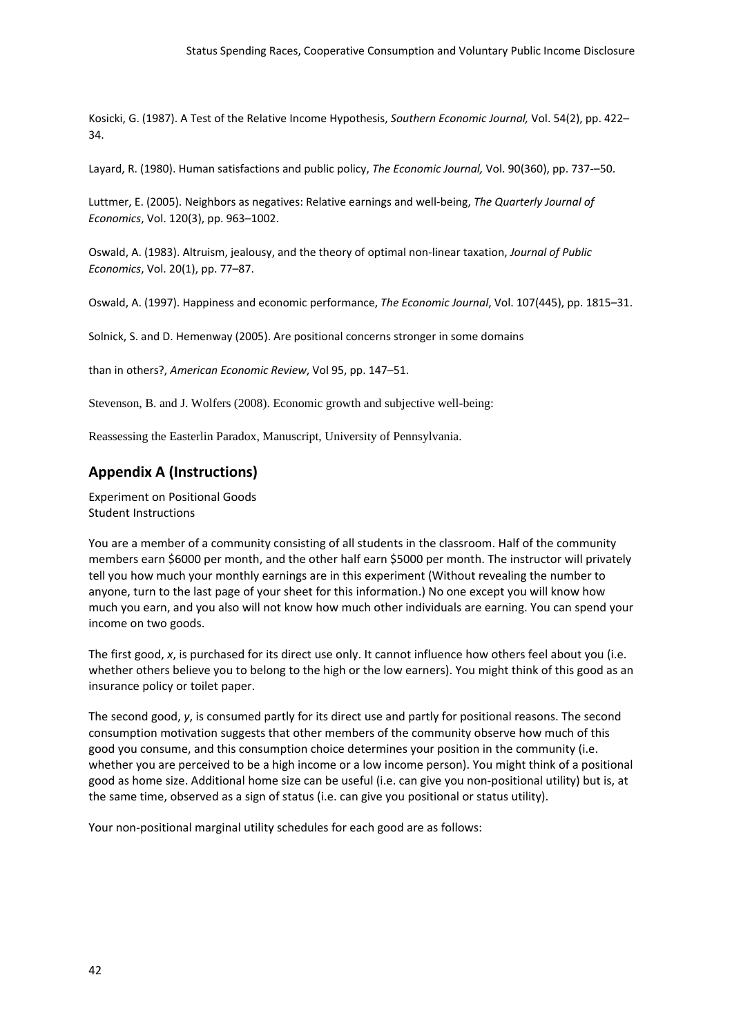Kosicki, G. (1987). A Test of the Relative Income Hypothesis, *Southern Economic Journal,* Vol. 54(2), pp. 422–34.

Layard, R. (1980). Human satisfactions and public policy, *The Economic Journal,* Vol. 90(360), pp. 737-–50.

Luttmer, E. (2005). Neighbors as negatives: Relative earnings and well-being, *The Quarterly Journal of Economics*, Vol. 120(3), pp. 963–1002.

Oswald, A. (1983). Altruism, jealousy, and the theory of optimal non-linear taxation, *Journal of Public Economics*, Vol. 20(1), pp. 77–87.

Oswald, A. (1997). Happiness and economic performance, *The Economic Journal*, Vol. 107(445), pp. 1815–31.

Solnick, S. and D. Hemenway (2005). Are positional concerns stronger in some domains

than in others?, *American Economic Review*, Vol 95, pp. 147–51.

Stevenson, B. and J. Wolfers (2008). Economic growth and subjective well-being:

Reassessing the Easterlin Paradox, Manuscript, University of Pennsylvania.

## Appendix A (Instructions)

Experiment on Positional Goods
Student Instructions

You are a member of a community consisting of all students in the classroom. Half of the community members earn $6000 per month, and the other half earn $5000 per month. The instructor will privately tell you how much your monthly earnings are in this experiment (Without revealing the number to anyone, turn to the last page of your sheet for this information.) No one except you will know how much you earn, and you also will not know how much other individuals are earning. You can spend your income on two goods.

The first good, *x*, is purchased for its direct use only. It cannot influence how others feel about you (i.e. whether others believe you to belong to the high or the low earners). You might think of this good as an insurance policy or toilet paper.

The second good, *y*, is consumed partly for its direct use and partly for positional reasons. The second consumption motivation suggests that other members of the community observe how much of this good you consume, and this consumption choice determines your position in the community (i.e. whether you are perceived to be a high income or a low income person). You might think of a positional good as home size. Additional home size can be useful (i.e. can give you non-positional utility) but is, at the same time, observed as a sign of status (i.e. can give you positional or status utility).

Your non-positional marginal utility schedules for each good are as follows: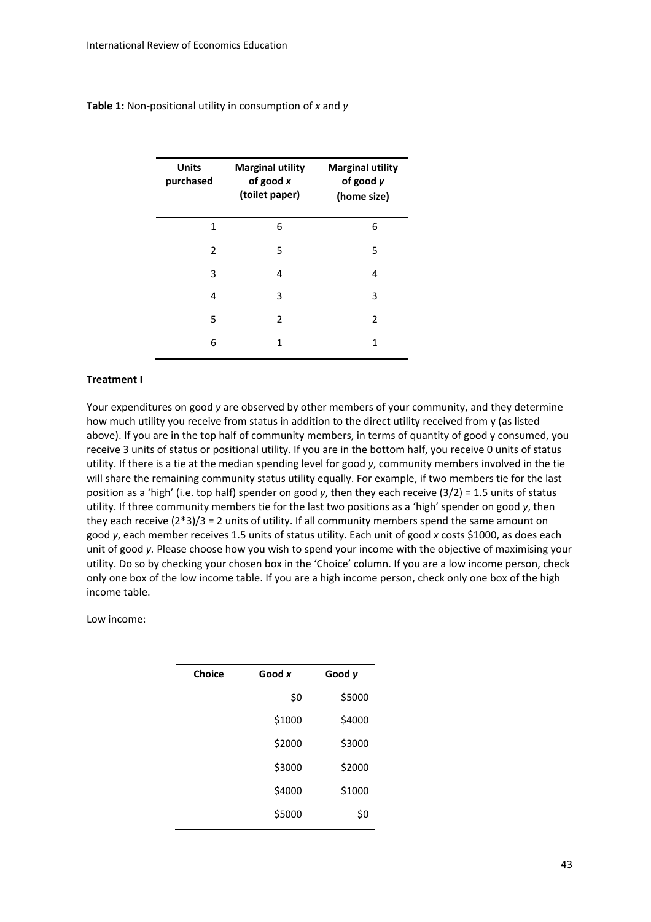**Table 1:** Non-positional utility in consumption of *x* and *y*

| Units purchased | Marginal utility of good *x* (toilet paper) | Marginal utility of good *y* (home size) |
|---|---|---|
| 1 | 6 | 6 |
| 2 | 5 | 5 |
| 3 | 4 | 4 |
| 4 | 3 | 3 |
| 5 | 2 | 2 |
| 6 | 1 | 1 |

**Treatment I**

Your expenditures on good *y* are observed by other members of your community, and they determine how much utility you receive from status in addition to the direct utility received from y (as listed above). If you are in the top half of community members, in terms of quantity of good y consumed, you receive 3 units of status or positional utility. If you are in the bottom half, you receive 0 units of status utility. If there is a tie at the median spending level for good *y*, community members involved in the tie will share the remaining community status utility equally. For example, if two members tie for the last position as a 'high' (i.e. top half) spender on good *y*, then they each receive (3/2) = 1.5 units of status utility. If three community members tie for the last two positions as a 'high' spender on good *y*, then they each receive (2*3)/3 = 2 units of utility. If all community members spend the same amount on good *y*, each member receives 1.5 units of status utility. Each unit of good *x* costs $1000, as does each unit of good *y.* Please choose how you wish to spend your income with the objective of maximising your utility. Do so by checking your chosen box in the 'Choice' column. If you are a low income person, check only one box of the low income table. If you are a high income person, check only one box of the high income table.

Low income:

| Choice | Good *x* | Good *y* |
|---|---|---|
| | $0 | $5000 |
| | $1000 | $4000 |
| | $2000 | $3000 |
| | $3000 | $2000 |
| | $4000 | $1000 |
| | $5000 | $0 |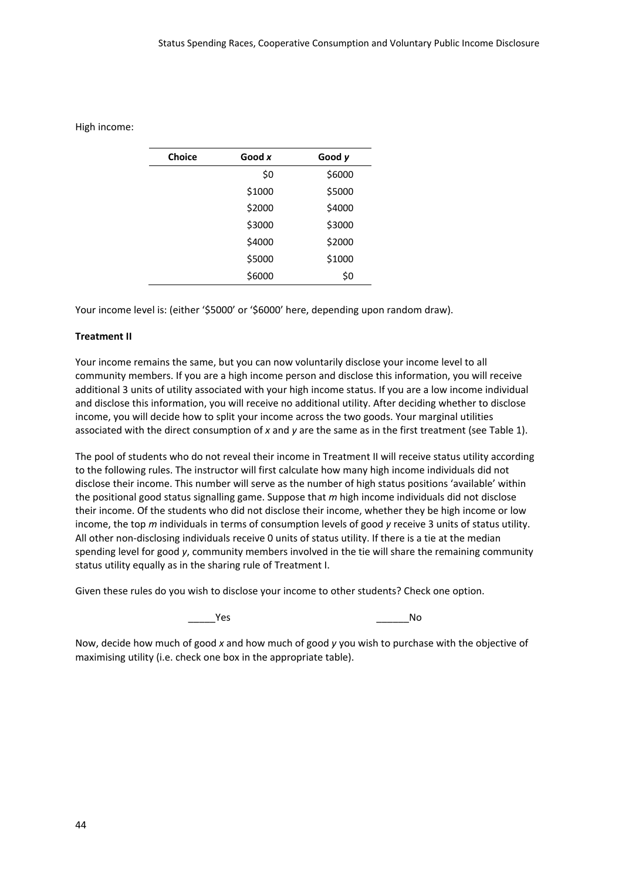High income:

| Choice | Good *x* | Good *y* |
|---|---|---|
| | \$0 | \$6000 |
| | \$1000 | \$5000 |
| | \$2000 | \$4000 |
| | \$3000 | \$3000 |
| | \$4000 | \$2000 |
| | \$5000 | \$1000 |
| | \$6000 | \$0 |

Your income level is: (either '\$5000' or '\$6000' here, depending upon random draw).

**Treatment II**

Your income remains the same, but you can now voluntarily disclose your income level to all community members. If you are a high income person and disclose this information, you will receive additional 3 units of utility associated with your high income status. If you are a low income individual and disclose this information, you will receive no additional utility. After deciding whether to disclose income, you will decide how to split your income across the two goods. Your marginal utilities associated with the direct consumption of $x$ and $y$ are the same as in the first treatment (see Table 1).

The pool of students who do not reveal their income in Treatment II will receive status utility according to the following rules. The instructor will first calculate how many high income individuals did not disclose their income. This number will serve as the number of high status positions 'available' within the positional good status signalling game. Suppose that $m$ high income individuals did not disclose their income. Of the students who did not disclose their income, whether they be high income or low income, the top $m$ individuals in terms of consumption levels of good $y$ receive 3 units of status utility. All other non-disclosing individuals receive 0 units of status utility. If there is a tie at the median spending level for good $y$, community members involved in the tie will share the remaining community status utility equally as in the sharing rule of Treatment I.

Given these rules do you wish to disclose your income to other students? Check one option.

_____Yes ______No

Now, decide how much of good $x$ and how much of good $y$ you wish to purchase with the objective of maximising utility (i.e. check one box in the appropriate table).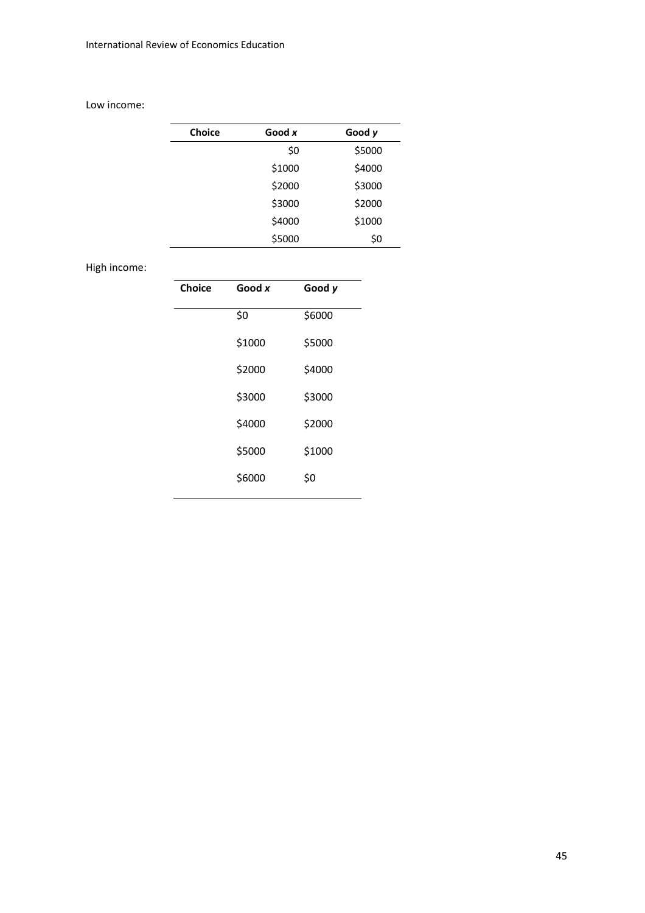Low income:

| Choice | Good *x* | Good *y* |
|---|---|---|
| | \$0 | \$5000 |
| | \$1000 | \$4000 |
| | \$2000 | \$3000 |
| | \$3000 | \$2000 |
| | \$4000 | \$1000 |
| | \$5000 | \$0 |

High income:

| Choice | Good *x* | Good *y* |
|---|---|---|
| | \$0 | \$6000 |
| | \$1000 | \$5000 |
| | \$2000 | \$4000 |
| | \$3000 | \$3000 |
| | \$4000 | \$2000 |
| | \$5000 | \$1000 |
| | \$6000 | \$0 |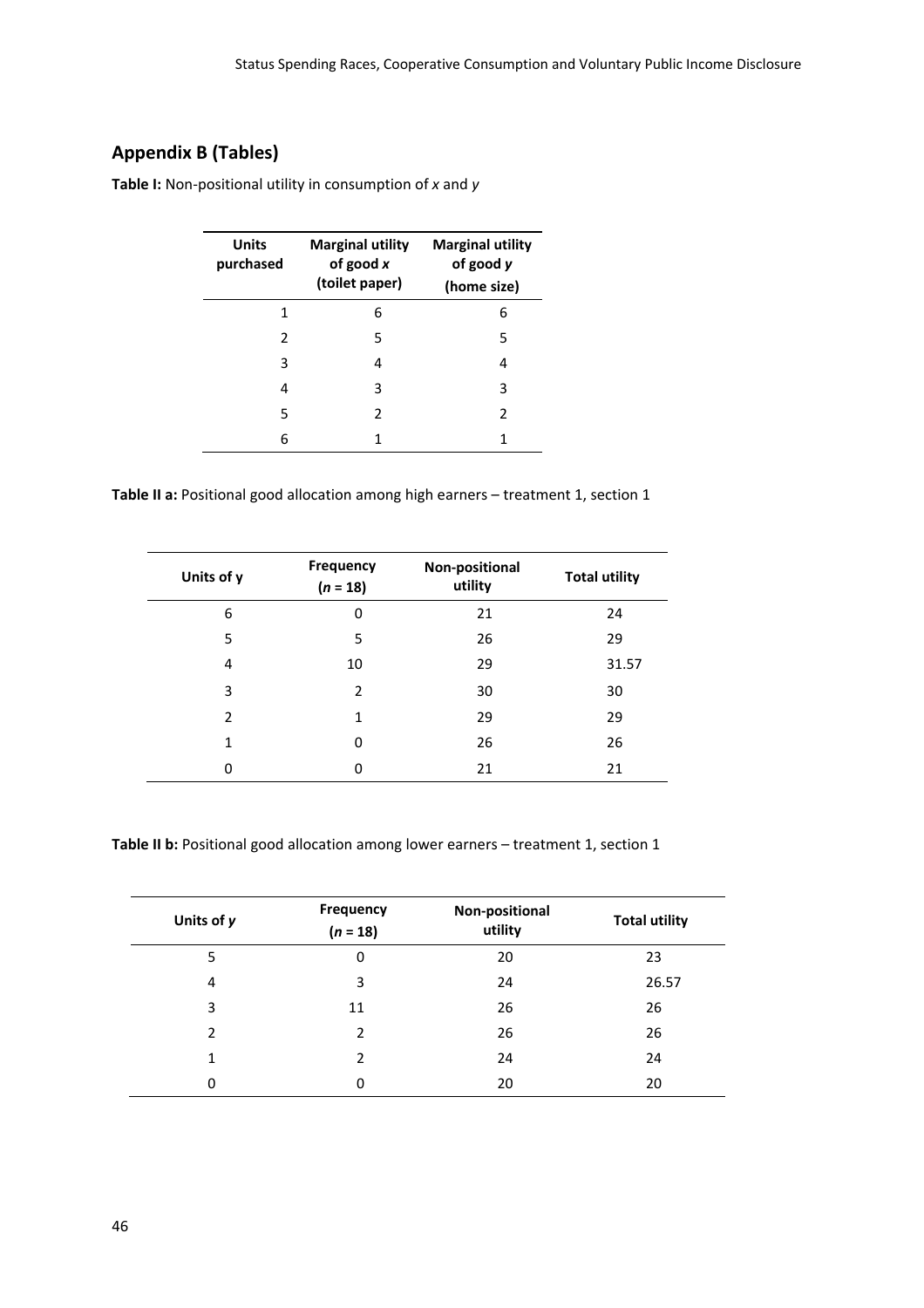## Appendix B (Tables)

**Table I:** Non-positional utility in consumption of *x* and *y*

| Units purchased | Marginal utility of good *x* (toilet paper) | Marginal utility of good *y* (home size) |
|---|---|---|
| 1 | 6 | 6 |
| 2 | 5 | 5 |
| 3 | 4 | 4 |
| 4 | 3 | 3 |
| 5 | 2 | 2 |
| 6 | 1 | 1 |

**Table II a:** Positional good allocation among high earners – treatment 1, section 1

| Units of y | Frequency ($n$ = 18) | Non-positional utility | Total utility |
|---|---|---|---|
| 6 | 0 | 21 | 24 |
| 5 | 5 | 26 | 29 |
| 4 | 10 | 29 | 31.57 |
| 3 | 2 | 30 | 30 |
| 2 | 1 | 29 | 29 |
| 1 | 0 | 26 | 26 |
| 0 | 0 | 21 | 21 |

**Table II b:** Positional good allocation among lower earners – treatment 1, section 1

| Units of *y* | Frequency ($n$ = 18) | Non-positional utility | Total utility |
|---|---|---|---|
| 5 | 0 | 20 | 23 |
| 4 | 3 | 24 | 26.57 |
| 3 | 11 | 26 | 26 |
| 2 | 2 | 26 | 26 |
| 1 | 2 | 24 | 24 |
| 0 | 0 | 20 | 20 |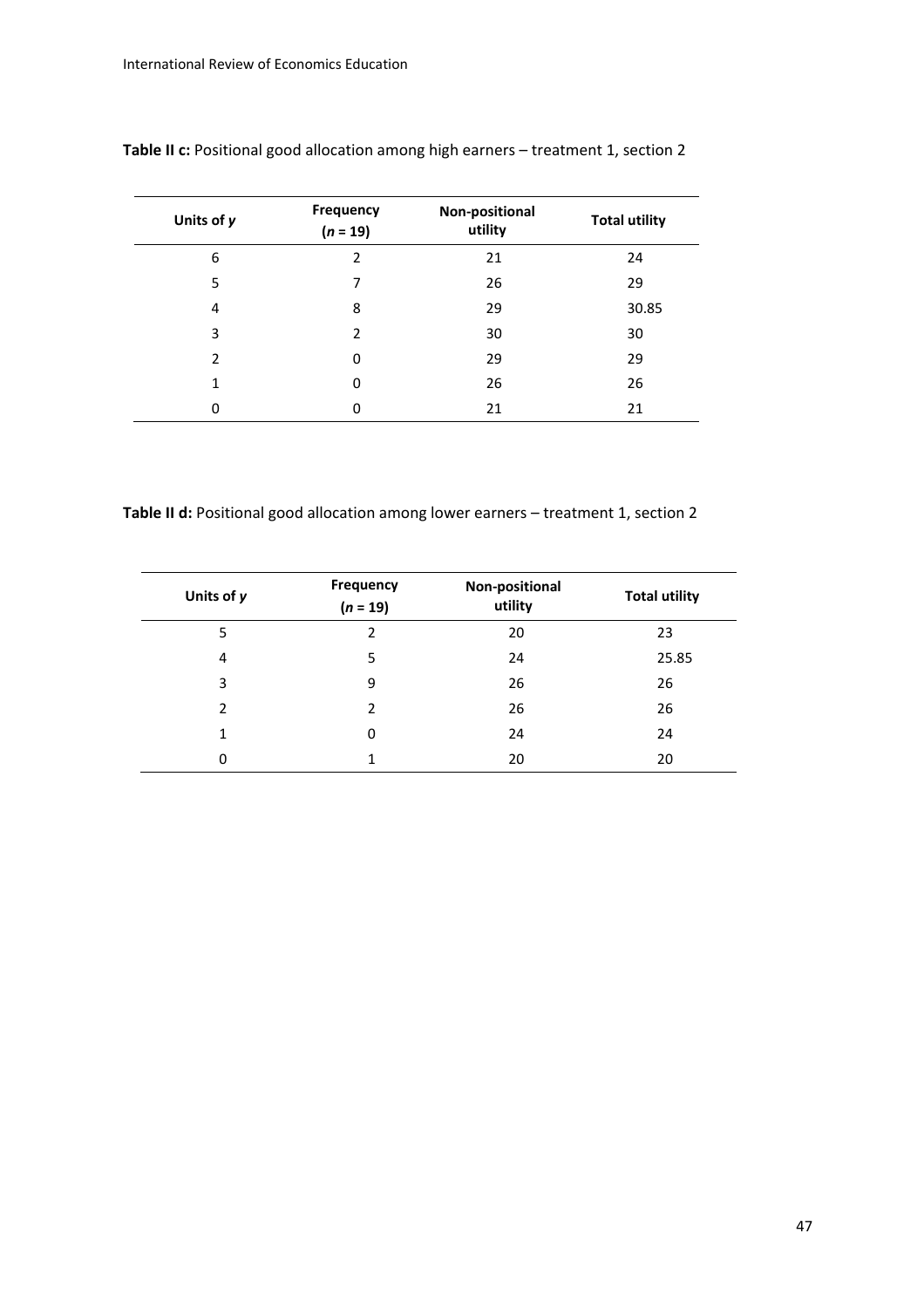**Table II c:** Positional good allocation among high earners – treatment 1, section 2

| Units of *y* | Frequency ($n$ = 19) | Non-positional utility | Total utility |
|---|---|---|---|
| 6 | 2 | 21 | 24 |
| 5 | 7 | 26 | 29 |
| 4 | 8 | 29 | 30.85 |
| 3 | 2 | 30 | 30 |
| 2 | 0 | 29 | 29 |
| 1 | 0 | 26 | 26 |
| 0 | 0 | 21 | 21 |

**Table II d:** Positional good allocation among lower earners – treatment 1, section 2

| Units of *y* | Frequency ($n$ = 19) | Non-positional utility | Total utility |
|---|---|---|---|
| 5 | 2 | 20 | 23 |
| 4 | 5 | 24 | 25.85 |
| 3 | 9 | 26 | 26 |
| 2 | 2 | 26 | 26 |
| 1 | 0 | 24 | 24 |
| 0 | 1 | 20 | 20 |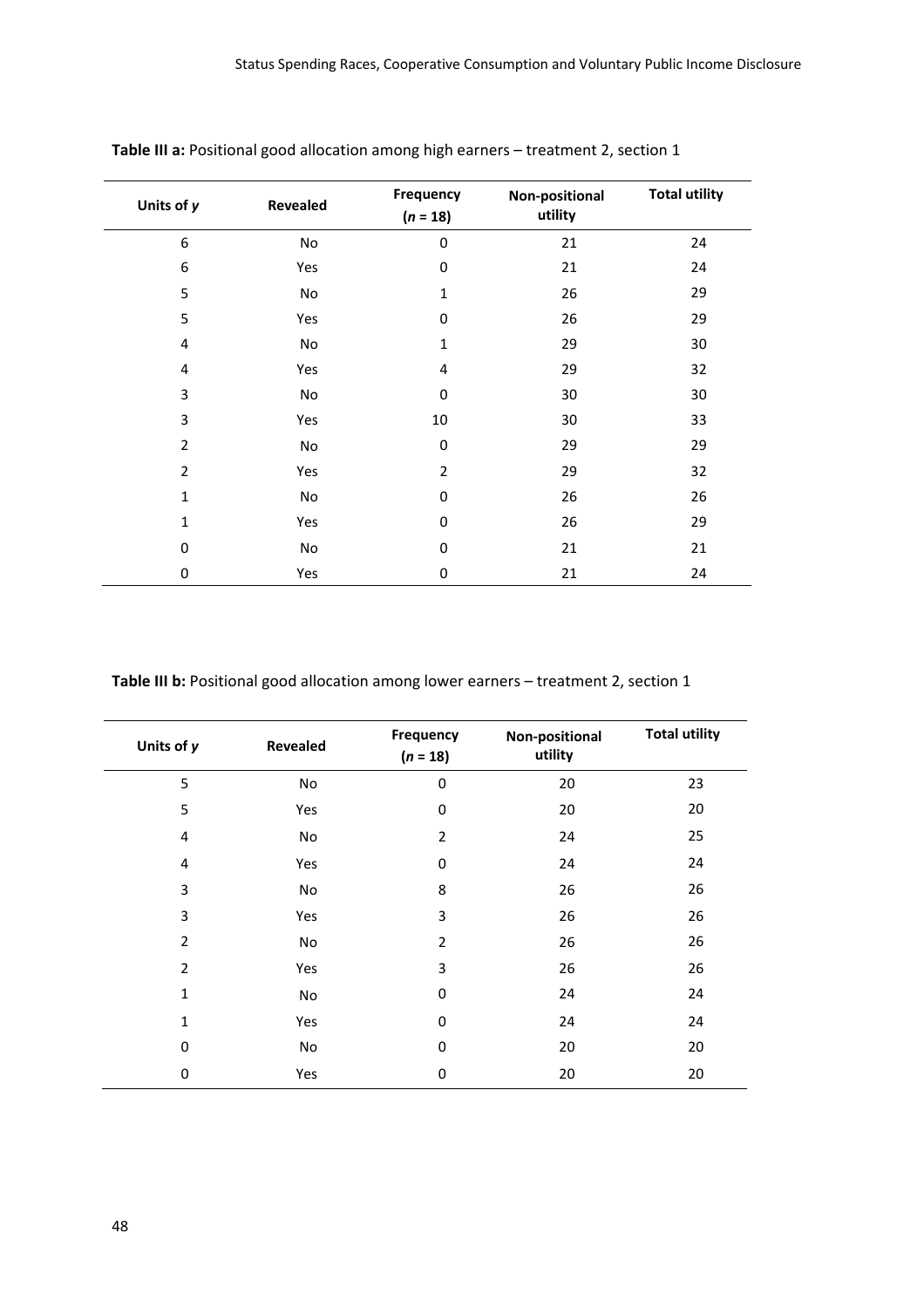**Table III a:** Positional good allocation among high earners – treatment 2, section 1

| Units of *y* | Revealed | Frequency ($n$ = 18) | Non-positional utility | Total utility |
|---|---|---|---|---|
| 6 | No | 0 | 21 | 24 |
| 6 | Yes | 0 | 21 | 24 |
| 5 | No | 1 | 26 | 29 |
| 5 | Yes | 0 | 26 | 29 |
| 4 | No | 1 | 29 | 30 |
| 4 | Yes | 4 | 29 | 32 |
| 3 | No | 0 | 30 | 30 |
| 3 | Yes | 10 | 30 | 33 |
| 2 | No | 0 | 29 | 29 |
| 2 | Yes | 2 | 29 | 32 |
| 1 | No | 0 | 26 | 26 |
| 1 | Yes | 0 | 26 | 29 |
| 0 | No | 0 | 21 | 21 |
| 0 | Yes | 0 | 21 | 24 |

**Table III b:** Positional good allocation among lower earners – treatment 2, section 1

| Units of *y* | Revealed | Frequency ($n$ = 18) | Non-positional utility | Total utility |
|---|---|---|---|---|
| 5 | No | 0 | 20 | 23 |
| 5 | Yes | 0 | 20 | 20 |
| 4 | No | 2 | 24 | 25 |
| 4 | Yes | 0 | 24 | 24 |
| 3 | No | 8 | 26 | 26 |
| 3 | Yes | 3 | 26 | 26 |
| 2 | No | 2 | 26 | 26 |
| 2 | Yes | 3 | 26 | 26 |
| 1 | No | 0 | 24 | 24 |
| 1 | Yes | 0 | 24 | 24 |
| 0 | No | 0 | 20 | 20 |
| 0 | Yes | 0 | 20 | 20 |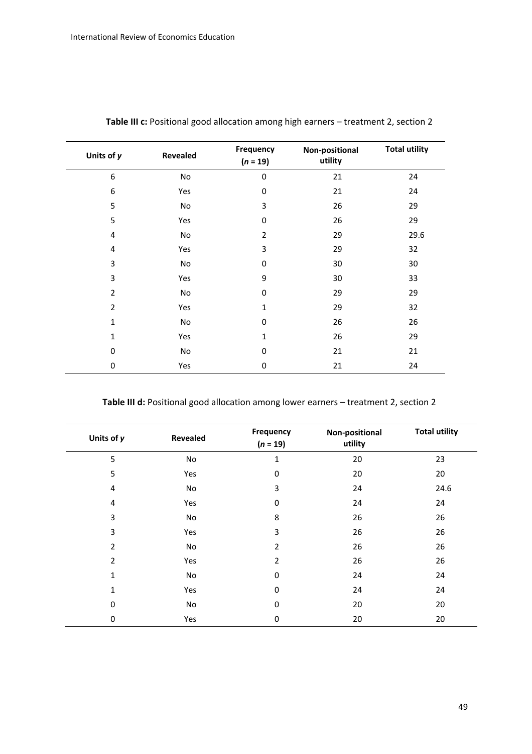**Table III c:** Positional good allocation among high earners – treatment 2, section 2

| Units of *y* | Revealed | Frequency ($n$ = 19) | Non-positional utility | Total utility |
|---|---|---|---|---|
| 6 | No | 0 | 21 | 24 |
| 6 | Yes | 0 | 21 | 24 |
| 5 | No | 3 | 26 | 29 |
| 5 | Yes | 0 | 26 | 29 |
| 4 | No | 2 | 29 | 29.6 |
| 4 | Yes | 3 | 29 | 32 |
| 3 | No | 0 | 30 | 30 |
| 3 | Yes | 9 | 30 | 33 |
| 2 | No | 0 | 29 | 29 |
| 2 | Yes | 1 | 29 | 32 |
| 1 | No | 0 | 26 | 26 |
| 1 | Yes | 1 | 26 | 29 |
| 0 | No | 0 | 21 | 21 |
| 0 | Yes | 0 | 21 | 24 |

**Table III d:** Positional good allocation among lower earners – treatment 2, section 2

| Units of *y* | Revealed | Frequency ($n$ = 19) | Non-positional utility | Total utility |
|---|---|---|---|---|
| 5 | No | 1 | 20 | 23 |
| 5 | Yes | 0 | 20 | 20 |
| 4 | No | 3 | 24 | 24.6 |
| 4 | Yes | 0 | 24 | 24 |
| 3 | No | 8 | 26 | 26 |
| 3 | Yes | 3 | 26 | 26 |
| 2 | No | 2 | 26 | 26 |
| 2 | Yes | 2 | 26 | 26 |
| 1 | No | 0 | 24 | 24 |
| 1 | Yes | 0 | 24 | 24 |
| 0 | No | 0 | 20 | 20 |
| 0 | Yes | 0 | 20 | 20 |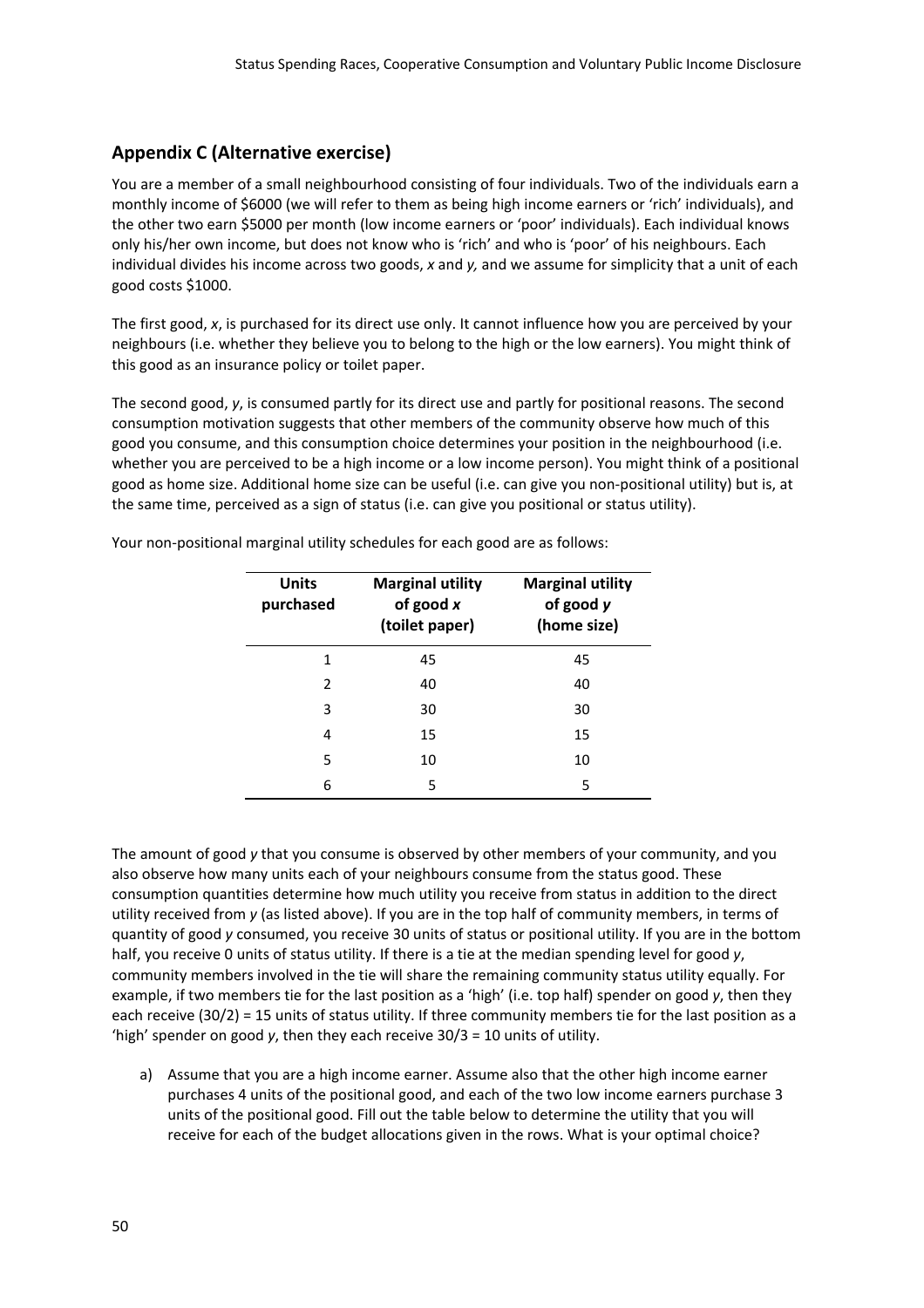## Appendix C (Alternative exercise)

You are a member of a small neighbourhood consisting of four individuals. Two of the individuals earn a monthly income of $6000 (we will refer to them as being high income earners or 'rich' individuals), and the other two earn $5000 per month (low income earners or 'poor' individuals). Each individual knows only his/her own income, but does not know who is 'rich' and who is 'poor' of his neighbours. Each individual divides his income across two goods, *x* and *y,* and we assume for simplicity that a unit of each good costs $1000.

The first good, *x*, is purchased for its direct use only. It cannot influence how you are perceived by your neighbours (i.e. whether they believe you to belong to the high or the low earners). You might think of this good as an insurance policy or toilet paper.

The second good, *y*, is consumed partly for its direct use and partly for positional reasons. The second consumption motivation suggests that other members of the community observe how much of this good you consume, and this consumption choice determines your position in the neighbourhood (i.e. whether you are perceived to be a high income or a low income person). You might think of a positional good as home size. Additional home size can be useful (i.e. can give you non-positional utility) but is, at the same time, perceived as a sign of status (i.e. can give you positional or status utility).

Your non-positional marginal utility schedules for each good are as follows:

| Units purchased | Marginal utility of good *x* (toilet paper) | Marginal utility of good *y* (home size) |
|---|---|---|
| 1 | 45 | 45 |
| 2 | 40 | 40 |
| 3 | 30 | 30 |
| 4 | 15 | 15 |
| 5 | 10 | 10 |
| 6 | 5 | 5 |

The amount of good *y* that you consume is observed by other members of your community, and you also observe how many units each of your neighbours consume from the status good. These consumption quantities determine how much utility you receive from status in addition to the direct utility received from *y* (as listed above). If you are in the top half of community members, in terms of quantity of good *y* consumed, you receive 30 units of status or positional utility. If you are in the bottom half, you receive 0 units of status utility. If there is a tie at the median spending level for good *y*, community members involved in the tie will share the remaining community status utility equally. For example, if two members tie for the last position as a 'high' (i.e. top half) spender on good *y*, then they each receive (30/2) = 15 units of status utility. If three community members tie for the last position as a 'high' spender on good *y*, then they each receive 30/3 = 10 units of utility.

a) Assume that you are a high income earner. Assume also that the other high income earner purchases 4 units of the positional good, and each of the two low income earners purchase 3 units of the positional good. Fill out the table below to determine the utility that you will receive for each of the budget allocations given in the rows. What is your optimal choice?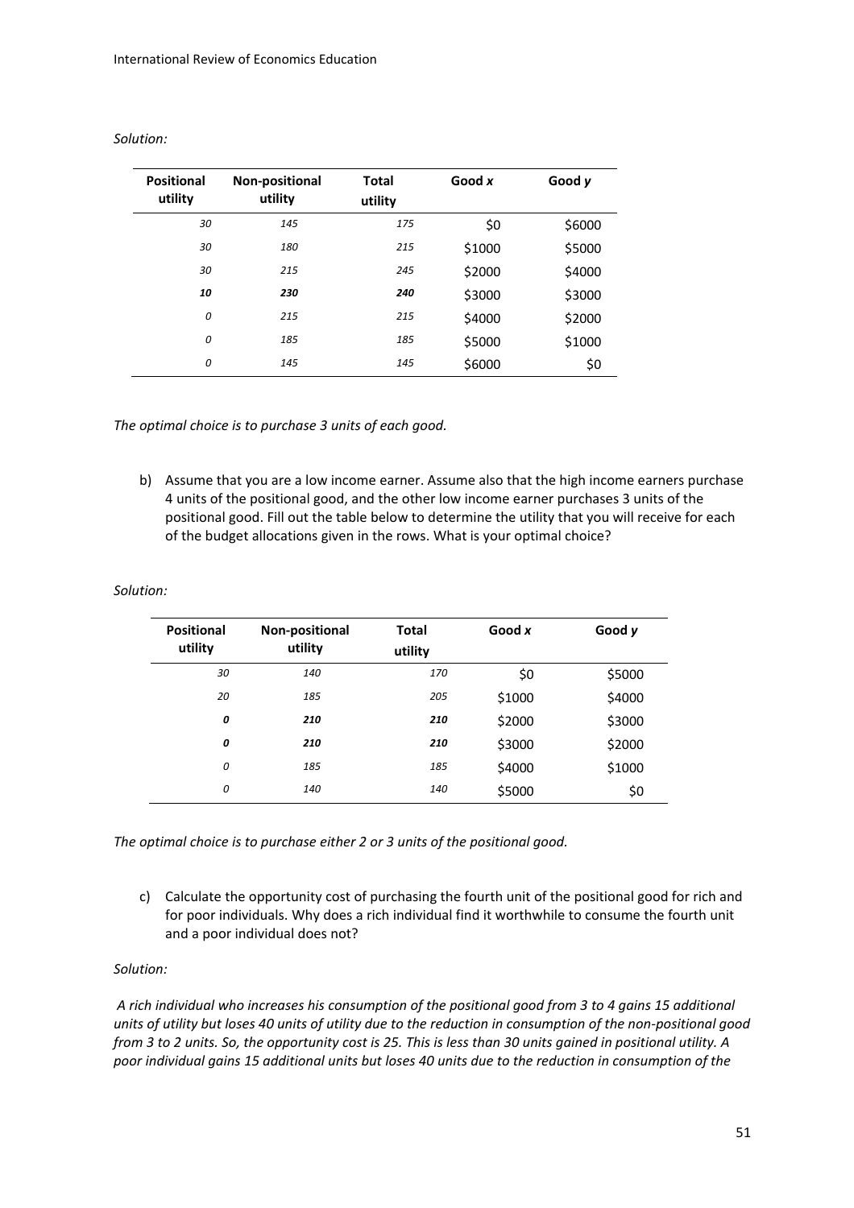*Solution:*

| Positional utility | Non-positional utility | Total utility | Good *x* | Good *y* |
|---|---|---|---|---|
| *30* | *145* | *175* | $0 | $6000 |
| *30* | *180* | *215* | $1000 | $5000 |
| *30* | *215* | *245* | $2000 | $4000 |
| ***10*** | ***230*** | ***240*** | $3000 | $3000 |
| *0* | *215* | *215* | $4000 | $2000 |
| *0* | *185* | *185* | $5000 | $1000 |
| *0* | *145* | *145* | $6000 | $0 |

*The optimal choice is to purchase 3 units of each good.*

b) Assume that you are a low income earner. Assume also that the high income earners purchase 4 units of the positional good, and the other low income earner purchases 3 units of the positional good. Fill out the table below to determine the utility that you will receive for each of the budget allocations given in the rows. What is your optimal choice?

*Solution:*

| Positional utility | Non-positional utility | Total utility | Good *x* | Good *y* |
|---|---|---|---|---|
| *30* | *140* | *170* | $0 | $5000 |
| *20* | *185* | *205* | $1000 | $4000 |
| ***0*** | ***210*** | ***210*** | $2000 | $3000 |
| ***0*** | ***210*** | ***210*** | $3000 | $2000 |
| *0* | *185* | *185* | $4000 | $1000 |
| *0* | *140* | *140* | $5000 | $0 |

*The optimal choice is to purchase either 2 or 3 units of the positional good.*

c) Calculate the opportunity cost of purchasing the fourth unit of the positional good for rich and for poor individuals. Why does a rich individual find it worthwhile to consume the fourth unit and a poor individual does not?

*Solution:*

*A rich individual who increases his consumption of the positional good from 3 to 4 gains 15 additional units of utility but loses 40 units of utility due to the reduction in consumption of the non-positional good from 3 to 2 units. So, the opportunity cost is 25. This is less than 30 units gained in positional utility. A poor individual gains 15 additional units but loses 40 units due to the reduction in consumption of the*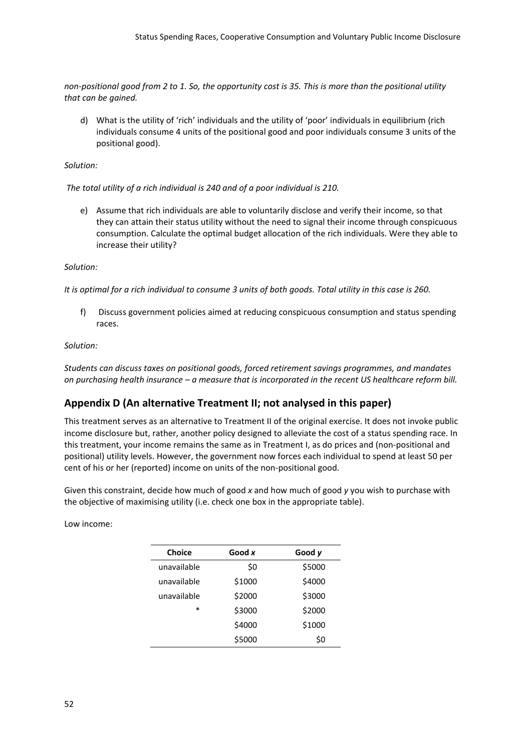*non-positional good from 2 to 1. So, the opportunity cost is 35. This is more than the positional utility that can be gained.*

d) What is the utility of 'rich' individuals and the utility of 'poor' individuals in equilibrium (rich individuals consume 4 units of the positional good and poor individuals consume 3 units of the positional good).

*Solution:*

*The total utility of a rich individual is 240 and of a poor individual is 210.*

e) Assume that rich individuals are able to voluntarily disclose and verify their income, so that they can attain their status utility without the need to signal their income through conspicuous consumption. Calculate the optimal budget allocation of the rich individuals. Were they able to increase their utility?

*Solution:*

*It is optimal for a rich individual to consume 3 units of both goods. Total utility in this case is 260.*

f) Discuss government policies aimed at reducing conspicuous consumption and status spending races.

*Solution:*

*Students can discuss taxes on positional goods, forced retirement savings programmes, and mandates on purchasing health insurance – a measure that is incorporated in the recent US healthcare reform bill.*

## Appendix D (An alternative Treatment II; not analysed in this paper)

This treatment serves as an alternative to Treatment II of the original exercise. It does not invoke public income disclosure but, rather, another policy designed to alleviate the cost of a status spending race. In this treatment, your income remains the same as in Treatment I, as do prices and (non-positional and positional) utility levels. However, the government now forces each individual to spend at least 50 per cent of his or her (reported) income on units of the non-positional good.

Given this constraint, decide how much of good *x* and how much of good *y* you wish to purchase with the objective of maximising utility (i.e. check one box in the appropriate table).

Low income:

| Choice | Good *x* | Good *y* |
|---|---|---|
| unavailable | \$0 | \$5000 |
| unavailable | \$1000 | \$4000 |
| unavailable | \$2000 | \$3000 |
| * | \$3000 | \$2000 |
| | \$4000 | \$1000 |
| | \$5000 | \$0 |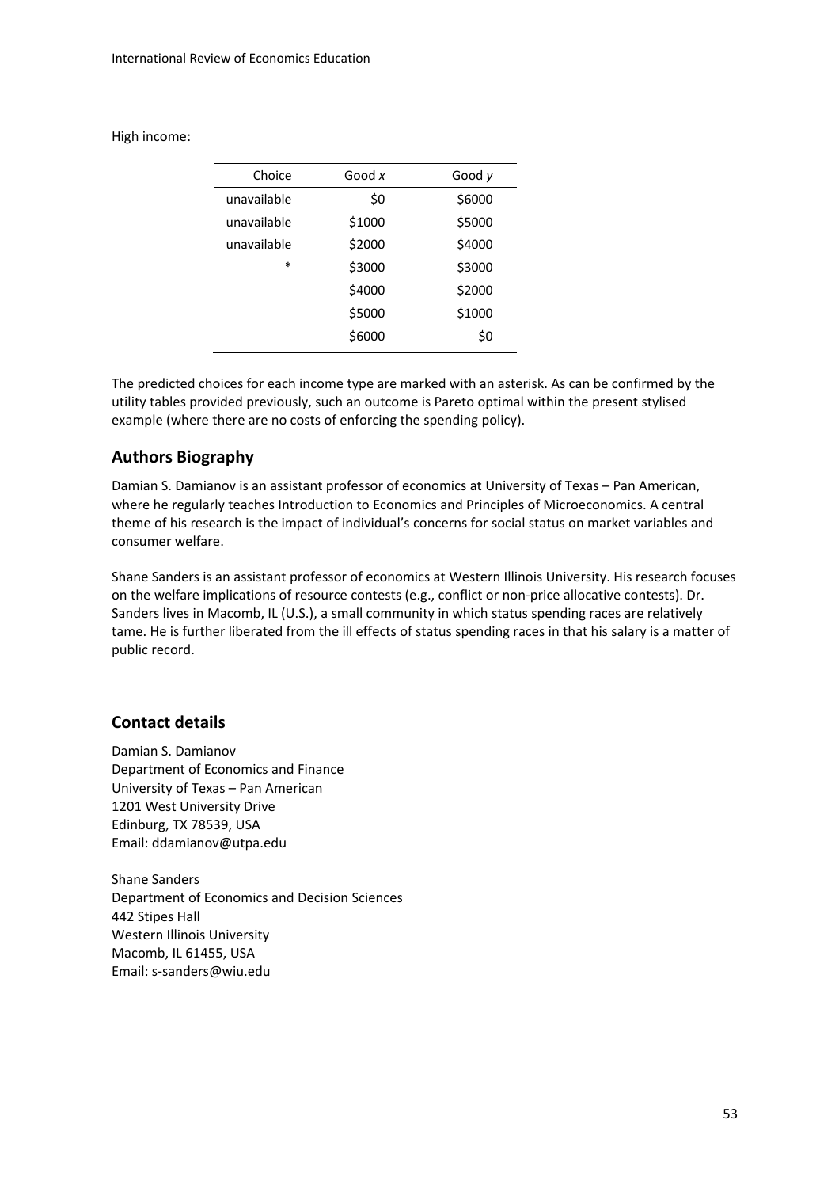High income:

| Choice | Good *x* | Good *y* |
|---|---|---|
| unavailable | \$0 | \$6000 |
| unavailable | \$1000 | \$5000 |
| unavailable | \$2000 | \$4000 |
| * | \$3000 | \$3000 |
| | \$4000 | \$2000 |
| | \$5000 | \$1000 |
| | \$6000 | \$0 |

The predicted choices for each income type are marked with an asterisk. As can be confirmed by the utility tables provided previously, such an outcome is Pareto optimal within the present stylised example (where there are no costs of enforcing the spending policy).

## Authors Biography

Damian S. Damianov is an assistant professor of economics at University of Texas – Pan American, where he regularly teaches Introduction to Economics and Principles of Microeconomics. A central theme of his research is the impact of individual's concerns for social status on market variables and consumer welfare.

Shane Sanders is an assistant professor of economics at Western Illinois University. His research focuses on the welfare implications of resource contests (e.g., conflict or non-price allocative contests). Dr. Sanders lives in Macomb, IL (U.S.), a small community in which status spending races are relatively tame. He is further liberated from the ill effects of status spending races in that his salary is a matter of public record.

## Contact details

Damian S. Damianov
Department of Economics and Finance
University of Texas – Pan American
1201 West University Drive
Edinburg, TX 78539, USA
Email: ddamianov@utpa.edu

Shane Sanders
Department of Economics and Decision Sciences
442 Stipes Hall
Western Illinois University
Macomb, IL 61455, USA
Email: s-sanders@wiu.edu